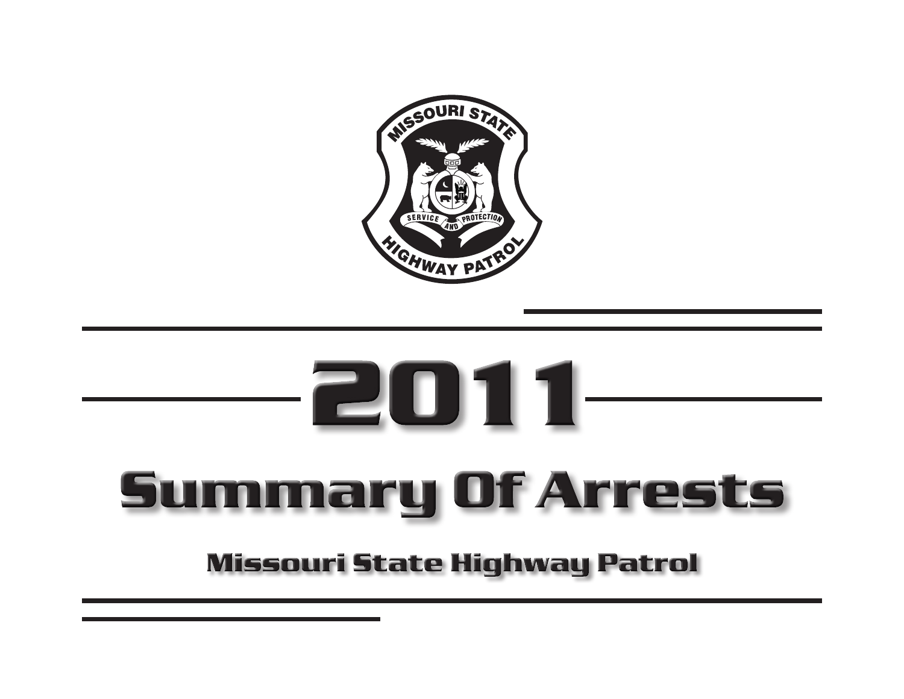# 2011

# Summary Of Arrests

## Missouri State Highway Patrol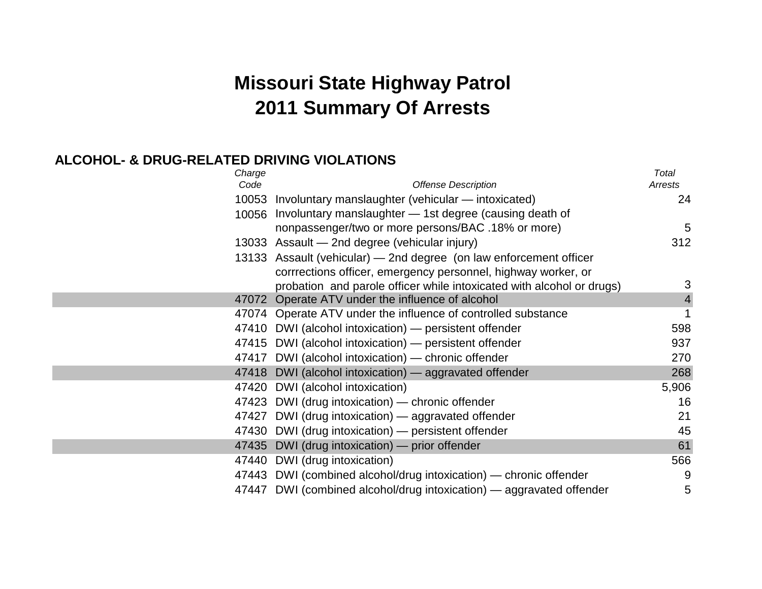# Missouri State Highway Patrol
# 2011 Summary Of Arrests

## ALCOHOL- & DRUG-RELATED DRIVING VIOLATIONS

| *Charge Code* | *Offense Description* | *Total Arrests* |
|---|---|---|
| 10053 | Involuntary manslaughter (vehicular — intoxicated) | 24 |
| 10056 | Involuntary manslaughter — 1st degree (causing death of nonpassenger/two or more persons/BAC .18% or more) | 5 |
| 13033 | Assault — 2nd degree (vehicular injury) | 312 |
| 13133 | Assault (vehicular) — 2nd degree (on law enforcement officer corrrections officer, emergency personnel, highway worker, or probation and parole officer while intoxicated with alcohol or drugs) | 3 |
| 47072 | Operate ATV under the influence of alcohol | 4 |
| 47074 | Operate ATV under the influence of controlled substance | 1 |
| 47410 | DWI (alcohol intoxication) — persistent offender | 598 |
| 47415 | DWI (alcohol intoxication) — persistent offender | 937 |
| 47417 | DWI (alcohol intoxication) — chronic offender | 270 |
| 47418 | DWI (alcohol intoxication) — aggravated offender | 268 |
| 47420 | DWI (alcohol intoxication) | 5,906 |
| 47423 | DWI (drug intoxication) — chronic offender | 16 |
| 47427 | DWI (drug intoxication) — aggravated offender | 21 |
| 47430 | DWI (drug intoxication) — persistent offender | 45 |
| 47435 | DWI (drug intoxication) — prior offender | 61 |
| 47440 | DWI (drug intoxication) | 566 |
| 47443 | DWI (combined alcohol/drug intoxication) — chronic offender | 9 |
| 47447 | DWI (combined alcohol/drug intoxication) — aggravated offender | 5 |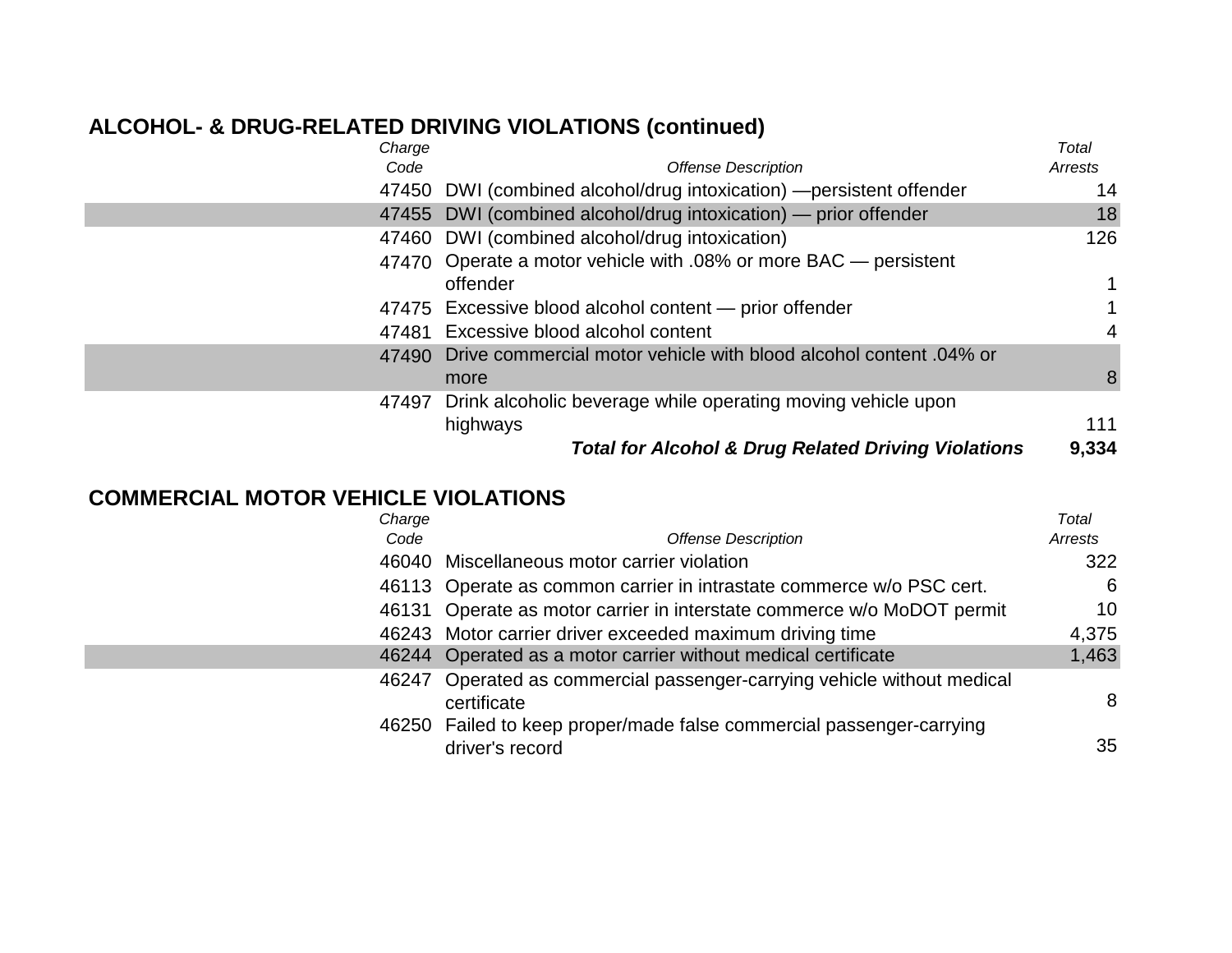## ALCOHOL- & DRUG-RELATED DRIVING VIOLATIONS (continued)

| *Charge Code* | *Offense Description* | *Total Arrests* |
|---|---|---|
| 47450 | DWI (combined alcohol/drug intoxication) —persistent offender | 14 |
| 47455 | DWI (combined alcohol/drug intoxication) — prior offender | 18 |
| 47460 | DWI (combined alcohol/drug intoxication) | 126 |
| 47470 | Operate a motor vehicle with .08% or more BAC — persistent offender | 1 |
| 47475 | Excessive blood alcohol content — prior offender | 1 |
| 47481 | Excessive blood alcohol content | 4 |
| 47490 | Drive commercial motor vehicle with blood alcohol content .04% or more | 8 |
| 47497 | Drink alcoholic beverage while operating moving vehicle upon highways | 111 |
| | ***Total for Alcohol & Drug Related Driving Violations*** | **9,334** |

## COMMERCIAL MOTOR VEHICLE VIOLATIONS

| *Charge Code* | *Offense Description* | *Total Arrests* |
|---|---|---|
| 46040 | Miscellaneous motor carrier violation | 322 |
| 46113 | Operate as common carrier in intrastate commerce w/o PSC cert. | 6 |
| 46131 | Operate as motor carrier in interstate commerce w/o MoDOT permit | 10 |
| 46243 | Motor carrier driver exceeded maximum driving time | 4,375 |
| 46244 | Operated as a motor carrier without medical certificate | 1,463 |
| 46247 | Operated as commercial passenger-carrying vehicle without medical certificate | 8 |
| 46250 | Failed to keep proper/made false commercial passenger-carrying driver's record | 35 |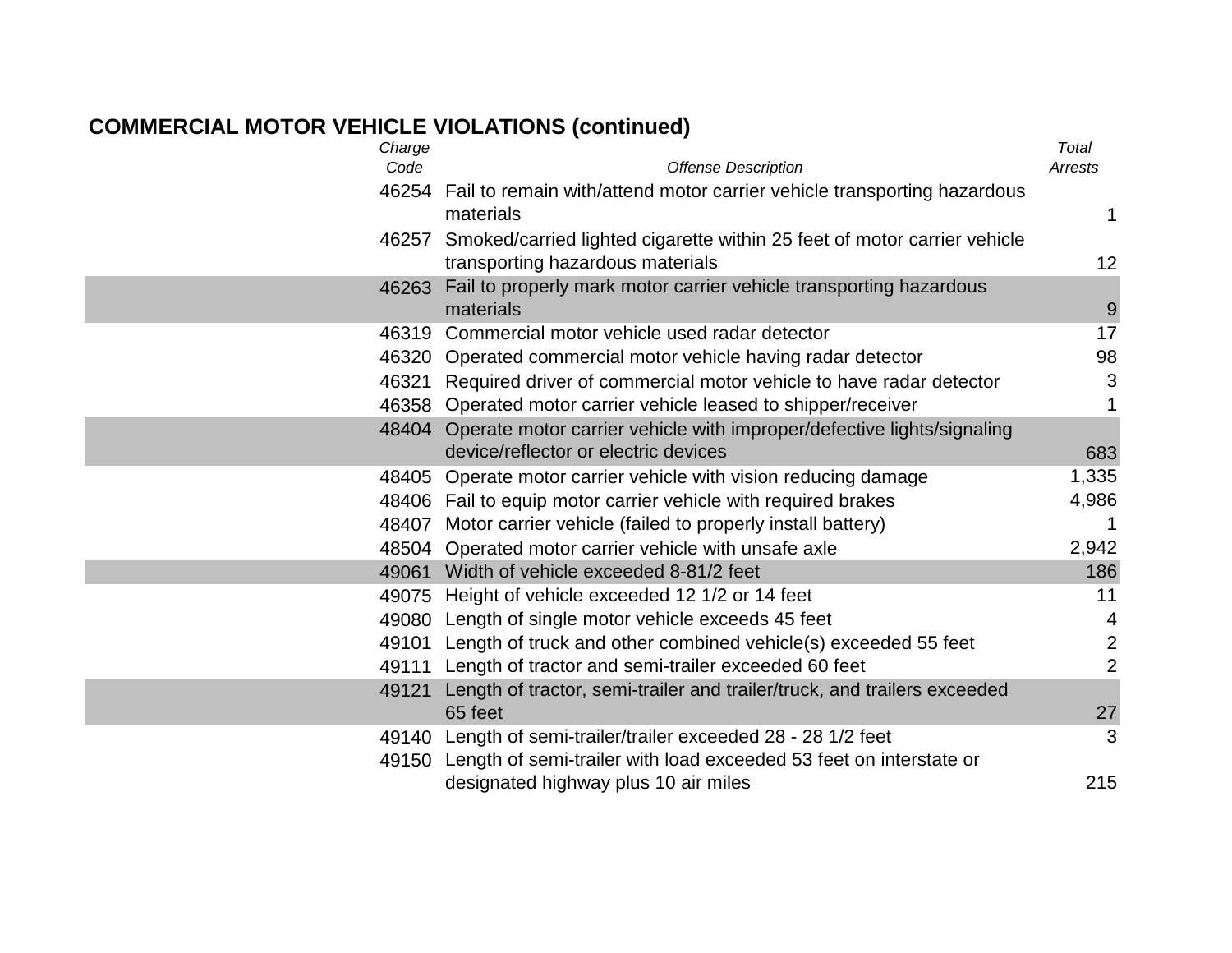## COMMERCIAL MOTOR VEHICLE VIOLATIONS (continued)

| *Charge Code* | *Offense Description* | *Total Arrests* |
|---|---|---|
| 46254 | Fail to remain with/attend motor carrier vehicle transporting hazardous materials | 1 |
| 46257 | Smoked/carried lighted cigarette within 25 feet of motor carrier vehicle transporting hazardous materials | 12 |
| 46263 | Fail to properly mark motor carrier vehicle transporting hazardous materials | 9 |
| 46319 | Commercial motor vehicle used radar detector | 17 |
| 46320 | Operated commercial motor vehicle having radar detector | 98 |
| 46321 | Required driver of commercial motor vehicle to have radar detector | 3 |
| 46358 | Operated motor carrier vehicle leased to shipper/receiver | 1 |
| 48404 | Operate motor carrier vehicle with improper/defective lights/signaling device/reflector or electric devices | 683 |
| 48405 | Operate motor carrier vehicle with vision reducing damage | 1,335 |
| 48406 | Fail to equip motor carrier vehicle with required brakes | 4,986 |
| 48407 | Motor carrier vehicle (failed to properly install battery) | 1 |
| 48504 | Operated motor carrier vehicle with unsafe axle | 2,942 |
| 49061 | Width of vehicle exceeded 8-81/2 feet | 186 |
| 49075 | Height of vehicle exceeded 12 1/2 or 14 feet | 11 |
| 49080 | Length of single motor vehicle exceeds 45 feet | 4 |
| 49101 | Length of truck and other combined vehicle(s) exceeded 55 feet | 2 |
| 49111 | Length of tractor and semi-trailer exceeded 60 feet | 2 |
| 49121 | Length of tractor, semi-trailer and trailer/truck, and trailers exceeded 65 feet | 27 |
| 49140 | Length of semi-trailer/trailer exceeded 28 - 28 1/2 feet | 3 |
| 49150 | Length of semi-trailer with load exceeded 53 feet on interstate or designated highway plus 10 air miles | 215 |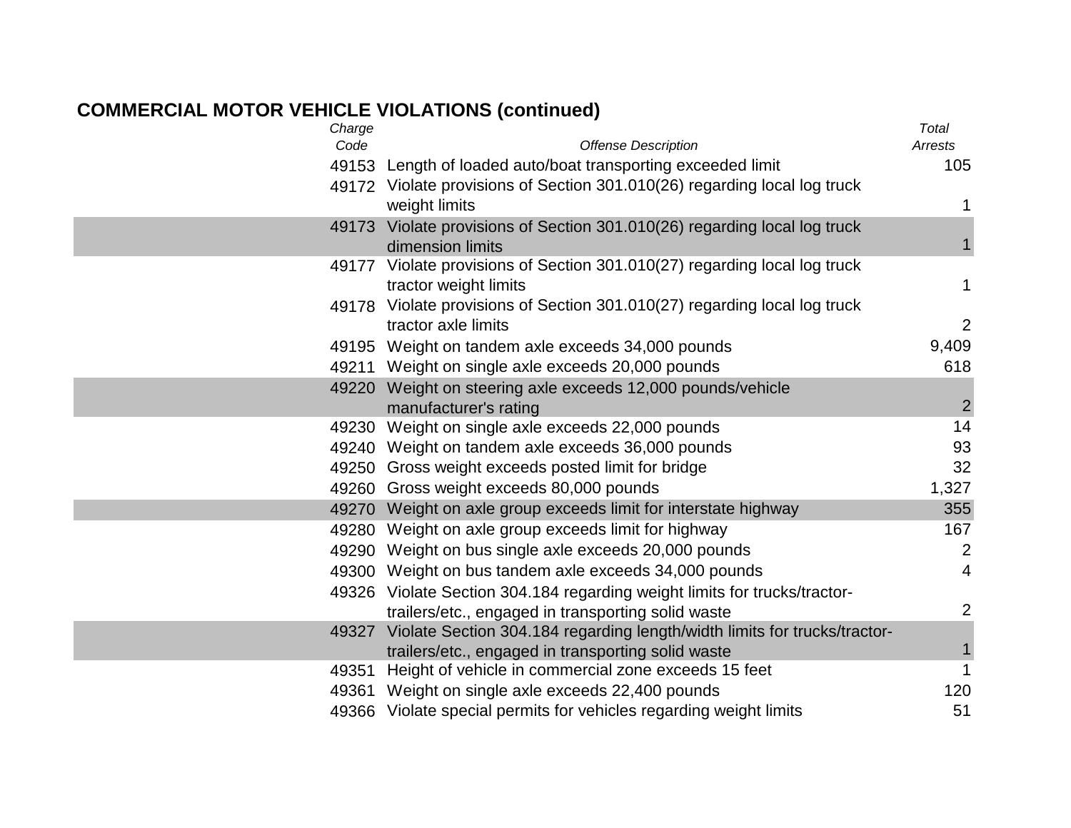## COMMERCIAL MOTOR VEHICLE VIOLATIONS (continued)

| *Charge Code* | *Offense Description* | *Total Arrests* |
|---|---|---|
| 49153 | Length of loaded auto/boat transporting exceeded limit | 105 |
| 49172 | Violate provisions of Section 301.010(26) regarding local log truck weight limits | 1 |
| 49173 | Violate provisions of Section 301.010(26) regarding local log truck dimension limits | 1 |
| 49177 | Violate provisions of Section 301.010(27) regarding local log truck tractor weight limits | 1 |
| 49178 | Violate provisions of Section 301.010(27) regarding local log truck tractor axle limits | 2 |
| 49195 | Weight on tandem axle exceeds 34,000 pounds | 9,409 |
| 49211 | Weight on single axle exceeds 20,000 pounds | 618 |
| 49220 | Weight on steering axle exceeds 12,000 pounds/vehicle manufacturer's rating | 2 |
| 49230 | Weight on single axle exceeds 22,000 pounds | 14 |
| 49240 | Weight on tandem axle exceeds 36,000 pounds | 93 |
| 49250 | Gross weight exceeds posted limit for bridge | 32 |
| 49260 | Gross weight exceeds 80,000 pounds | 1,327 |
| 49270 | Weight on axle group exceeds limit for interstate highway | 355 |
| 49280 | Weight on axle group exceeds limit for highway | 167 |
| 49290 | Weight on bus single axle exceeds 20,000 pounds | 2 |
| 49300 | Weight on bus tandem axle exceeds 34,000 pounds | 4 |
| 49326 | Violate Section 304.184 regarding weight limits for trucks/tractor-trailers/etc., engaged in transporting solid waste | 2 |
| 49327 | Violate Section 304.184 regarding length/width limits for trucks/tractor-trailers/etc., engaged in transporting solid waste | 1 |
| 49351 | Height of vehicle in commercial zone exceeds 15 feet | 1 |
| 49361 | Weight on single axle exceeds 22,400 pounds | 120 |
| 49366 | Violate special permits for vehicles regarding weight limits | 51 |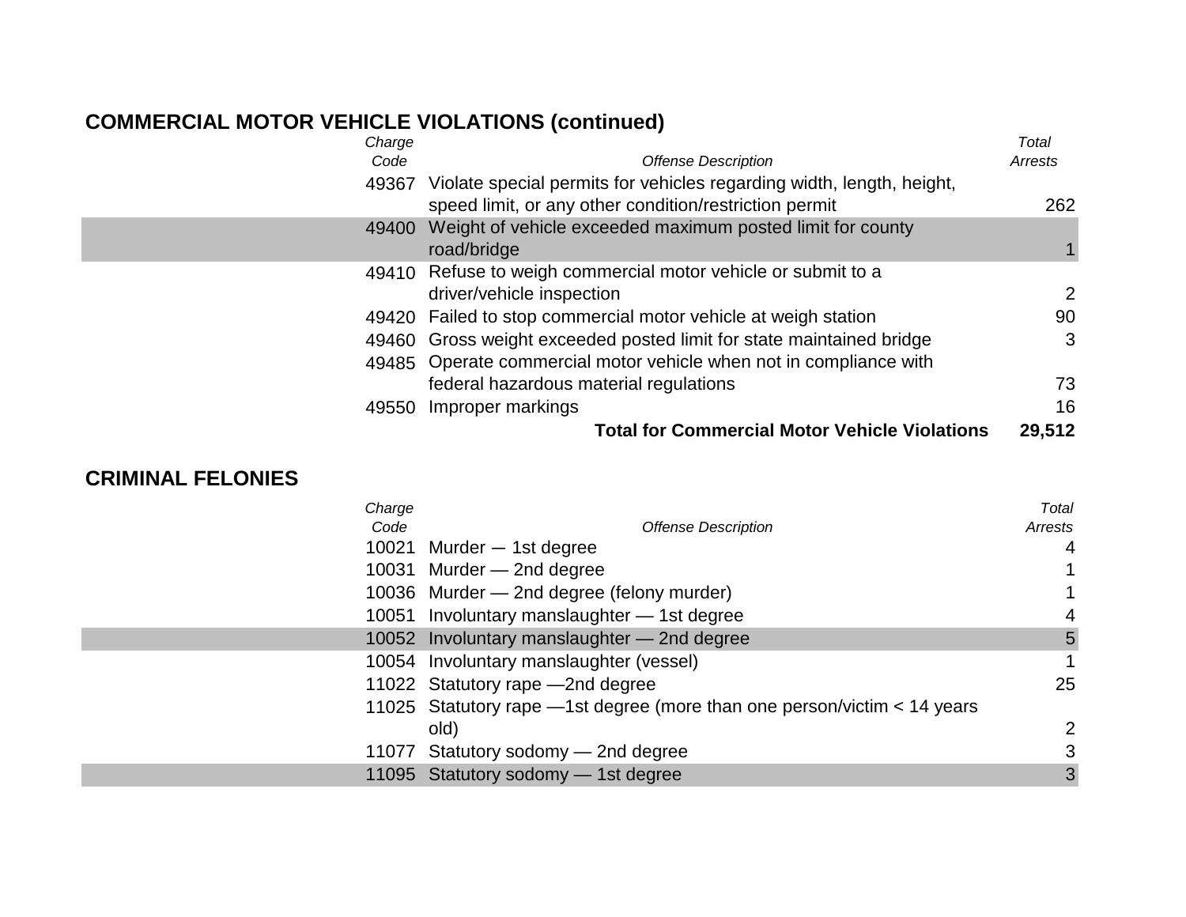## COMMERCIAL MOTOR VEHICLE VIOLATIONS (continued)

| *Charge Code* | *Offense Description* | *Total Arrests* |
|---|---|---|
| 49367 | Violate special permits for vehicles regarding width, length, height, speed limit, or any other condition/restriction permit | 262 |
| 49400 | Weight of vehicle exceeded maximum posted limit for county road/bridge | 1 |
| 49410 | Refuse to weigh commercial motor vehicle or submit to a driver/vehicle inspection | 2 |
| 49420 | Failed to stop commercial motor vehicle at weigh station | 90 |
| 49460 | Gross weight exceeded posted limit for state maintained bridge | 3 |
| 49485 | Operate commercial motor vehicle when not in compliance with federal hazardous material regulations | 73 |
| 49550 | Improper markings | 16 |
| | **Total for Commercial Motor Vehicle Violations** | **29,512** |

## CRIMINAL FELONIES

| *Charge Code* | *Offense Description* | *Total Arrests* |
|---|---|---|
| 10021 | Murder — 1st degree | 4 |
| 10031 | Murder — 2nd degree | 1 |
| 10036 | Murder — 2nd degree (felony murder) | 1 |
| 10051 | Involuntary manslaughter — 1st degree | 4 |
| 10052 | Involuntary manslaughter — 2nd degree | 5 |
| 10054 | Involuntary manslaughter (vessel) | 1 |
| 11022 | Statutory rape —2nd degree | 25 |
| 11025 | Statutory rape —1st degree (more than one person/victim < 14 years old) | 2 |
| 11077 | Statutory sodomy — 2nd degree | 3 |
| 11095 | Statutory sodomy — 1st degree | 3 |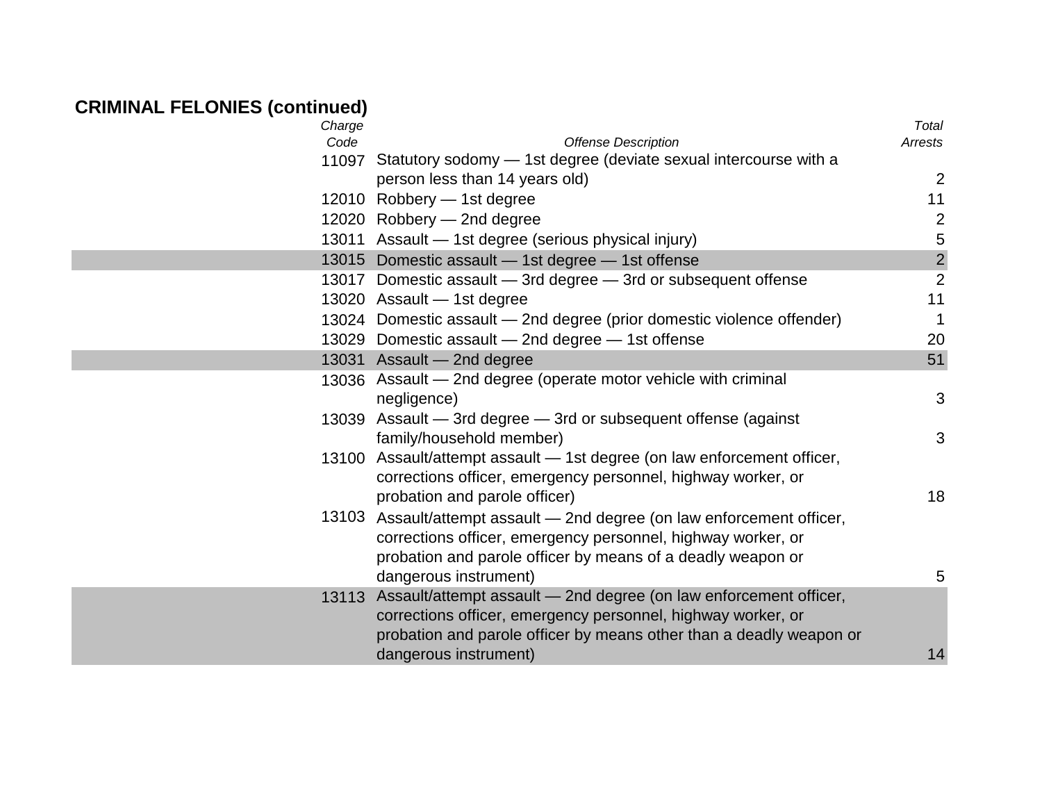## CRIMINAL FELONIES (continued)

| *Charge Code* | *Offense Description* | *Total Arrests* |
|---|---|---|
| 11097 | Statutory sodomy — 1st degree (deviate sexual intercourse with a person less than 14 years old) | 2 |
| 12010 | Robbery — 1st degree | 11 |
| 12020 | Robbery — 2nd degree | 2 |
| 13011 | Assault — 1st degree (serious physical injury) | 5 |
| 13015 | Domestic assault — 1st degree — 1st offense | 2 |
| 13017 | Domestic assault — 3rd degree — 3rd or subsequent offense | 2 |
| 13020 | Assault — 1st degree | 11 |
| 13024 | Domestic assault — 2nd degree (prior domestic violence offender) | 1 |
| 13029 | Domestic assault — 2nd degree — 1st offense | 20 |
| 13031 | Assault — 2nd degree | 51 |
| 13036 | Assault — 2nd degree (operate motor vehicle with criminal negligence) | 3 |
| 13039 | Assault — 3rd degree — 3rd or subsequent offense (against family/household member) | 3 |
| 13100 | Assault/attempt assault — 1st degree (on law enforcement officer, corrections officer, emergency personnel, highway worker, or probation and parole officer) | 18 |
| 13103 | Assault/attempt assault — 2nd degree (on law enforcement officer, corrections officer, emergency personnel, highway worker, or probation and parole officer by means of a deadly weapon or dangerous instrument) | 5 |
| 13113 | Assault/attempt assault — 2nd degree (on law enforcement officer, corrections officer, emergency personnel, highway worker, or probation and parole officer by means other than a deadly weapon or dangerous instrument) | 14 |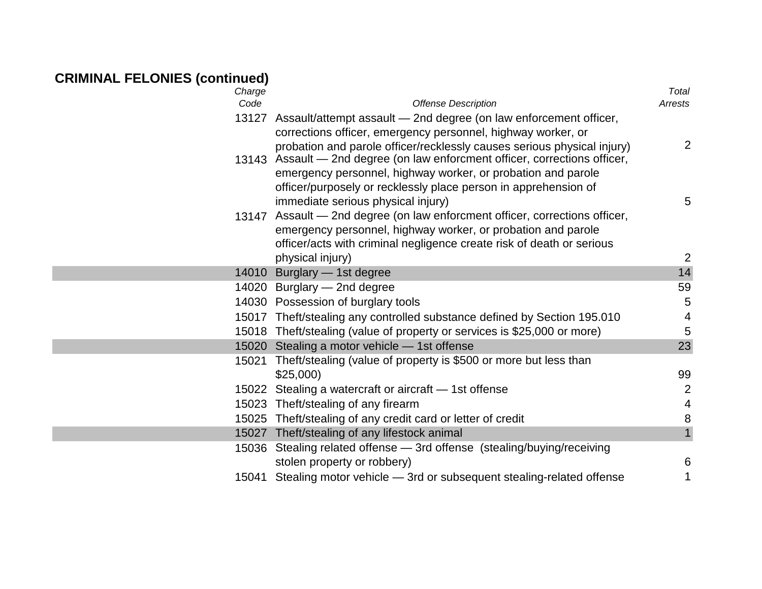## CRIMINAL FELONIES (continued)

| *Charge Code* | *Offense Description* | *Total Arrests* |
|---|---|---|
| 13127 | Assault/attempt assault — 2nd degree (on law enforcement officer, corrections officer, emergency personnel, highway worker, or probation and parole officer/recklessly causes serious physical injury) | 2 |
| 13143 | Assault — 2nd degree (on law enforcment officer, corrections officer, emergency personnel, highway worker, or probation and parole officer/purposely or recklessly place person in apprehension of immediate serious physical injury) | 5 |
| 13147 | Assault — 2nd degree (on law enforcment officer, corrections officer, emergency personnel, highway worker, or probation and parole officer/acts with criminal negligence create risk of death or serious physical injury) | 2 |
| 14010 | Burglary — 1st degree | 14 |
| 14020 | Burglary — 2nd degree | 59 |
| 14030 | Possession of burglary tools | 5 |
| 15017 | Theft/stealing any controlled substance defined by Section 195.010 | 4 |
| 15018 | Theft/stealing (value of property or services is $25,000 or more) | 5 |
| 15020 | Stealing a motor vehicle — 1st offense | 23 |
| 15021 | Theft/stealing (value of property is $500 or more but less than $25,000) | 99 |
| 15022 | Stealing a watercraft or aircraft — 1st offense | 2 |
| 15023 | Theft/stealing of any firearm | 4 |
| 15025 | Theft/stealing of any credit card or letter of credit | 8 |
| 15027 | Theft/stealing of any lifestock animal | 1 |
| 15036 | Stealing related offense — 3rd offense (stealing/buying/receiving stolen property or robbery) | 6 |
| 15041 | Stealing motor vehicle — 3rd or subsequent stealing-related offense | 1 |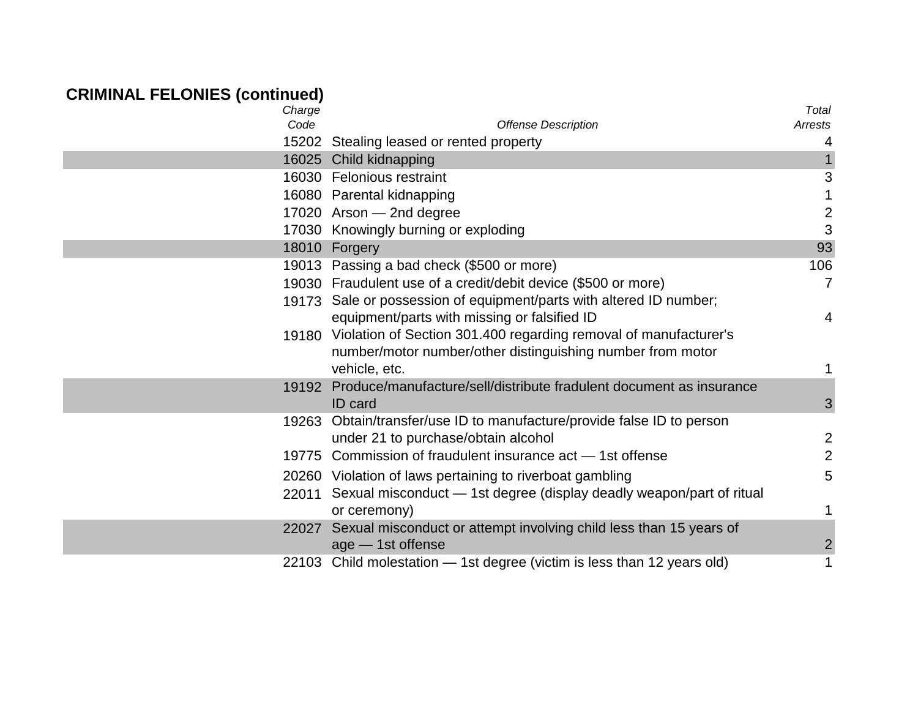## CRIMINAL FELONIES (continued)

| *Charge Code* | *Offense Description* | *Total Arrests* |
|---|---|---|
| 15202 | Stealing leased or rented property | 4 |
| 16025 | Child kidnapping | 1 |
| 16030 | Felonious restraint | 3 |
| 16080 | Parental kidnapping | 1 |
| 17020 | Arson — 2nd degree | 2 |
| 17030 | Knowingly burning or exploding | 3 |
| 18010 | Forgery | 93 |
| 19013 | Passing a bad check ($500 or more) | 106 |
| 19030 | Fraudulent use of a credit/debit device ($500 or more) | 7 |
| 19173 | Sale or possession of equipment/parts with altered ID number; equipment/parts with missing or falsified ID | 4 |
| 19180 | Violation of Section 301.400 regarding removal of manufacturer's number/motor number/other distinguishing number from motor vehicle, etc. | 1 |
| 19192 | Produce/manufacture/sell/distribute fradulent document as insurance ID card | 3 |
| 19263 | Obtain/transfer/use ID to manufacture/provide false ID to person under 21 to purchase/obtain alcohol | 2 |
| 19775 | Commission of fraudulent insurance act — 1st offense | 2 |
| 20260 | Violation of laws pertaining to riverboat gambling | 5 |
| 22011 | Sexual misconduct — 1st degree (display deadly weapon/part of ritual or ceremony) | 1 |
| 22027 | Sexual misconduct or attempt involving child less than 15 years of age — 1st offense | 2 |
| 22103 | Child molestation — 1st degree (victim is less than 12 years old) | 1 |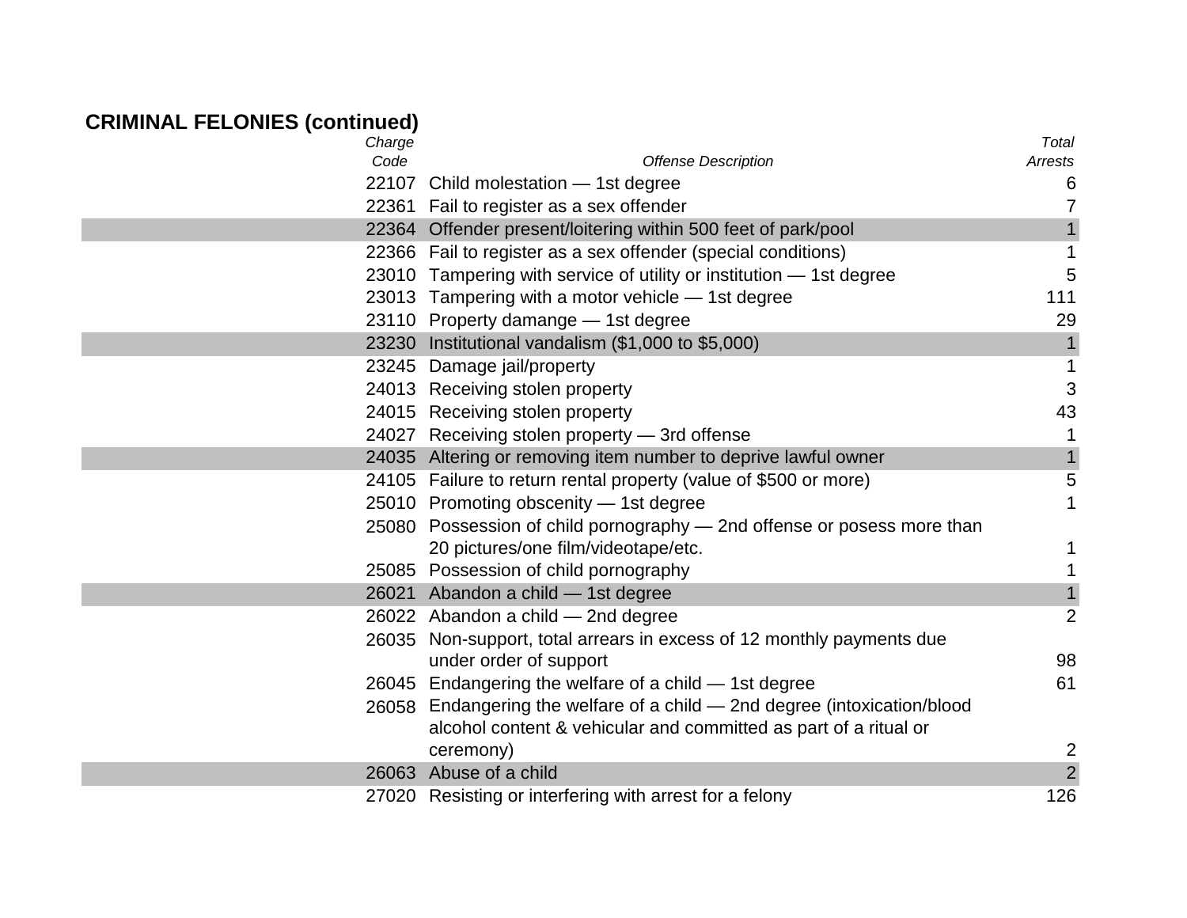## CRIMINAL FELONIES (continued)

| *Charge Code* | *Offense Description* | *Total Arrests* |
|---|---|---|
| 22107 | Child molestation — 1st degree | 6 |
| 22361 | Fail to register as a sex offender | 7 |
| 22364 | Offender present/loitering within 500 feet of park/pool | 1 |
| 22366 | Fail to register as a sex offender (special conditions) | 1 |
| 23010 | Tampering with service of utility or institution — 1st degree | 5 |
| 23013 | Tampering with a motor vehicle — 1st degree | 111 |
| 23110 | Property damange — 1st degree | 29 |
| 23230 | Institutional vandalism ($1,000 to $5,000) | 1 |
| 23245 | Damage jail/property | 1 |
| 24013 | Receiving stolen property | 3 |
| 24015 | Receiving stolen property | 43 |
| 24027 | Receiving stolen property — 3rd offense | 1 |
| 24035 | Altering or removing item number to deprive lawful owner | 1 |
| 24105 | Failure to return rental property (value of $500 or more) | 5 |
| 25010 | Promoting obscenity — 1st degree | 1 |
| 25080 | Possession of child pornography — 2nd offense or posess more than 20 pictures/one film/videotape/etc. | 1 |
| 25085 | Possession of child pornography | 1 |
| 26021 | Abandon a child — 1st degree | 1 |
| 26022 | Abandon a child — 2nd degree | 2 |
| 26035 | Non-support, total arrears in excess of 12 monthly payments due under order of support | 98 |
| 26045 | Endangering the welfare of a child — 1st degree | 61 |
| 26058 | Endangering the welfare of a child — 2nd degree (intoxication/blood alcohol content & vehicular and committed as part of a ritual or ceremony) | 2 |
| 26063 | Abuse of a child | 2 |
| 27020 | Resisting or interfering with arrest for a felony | 126 |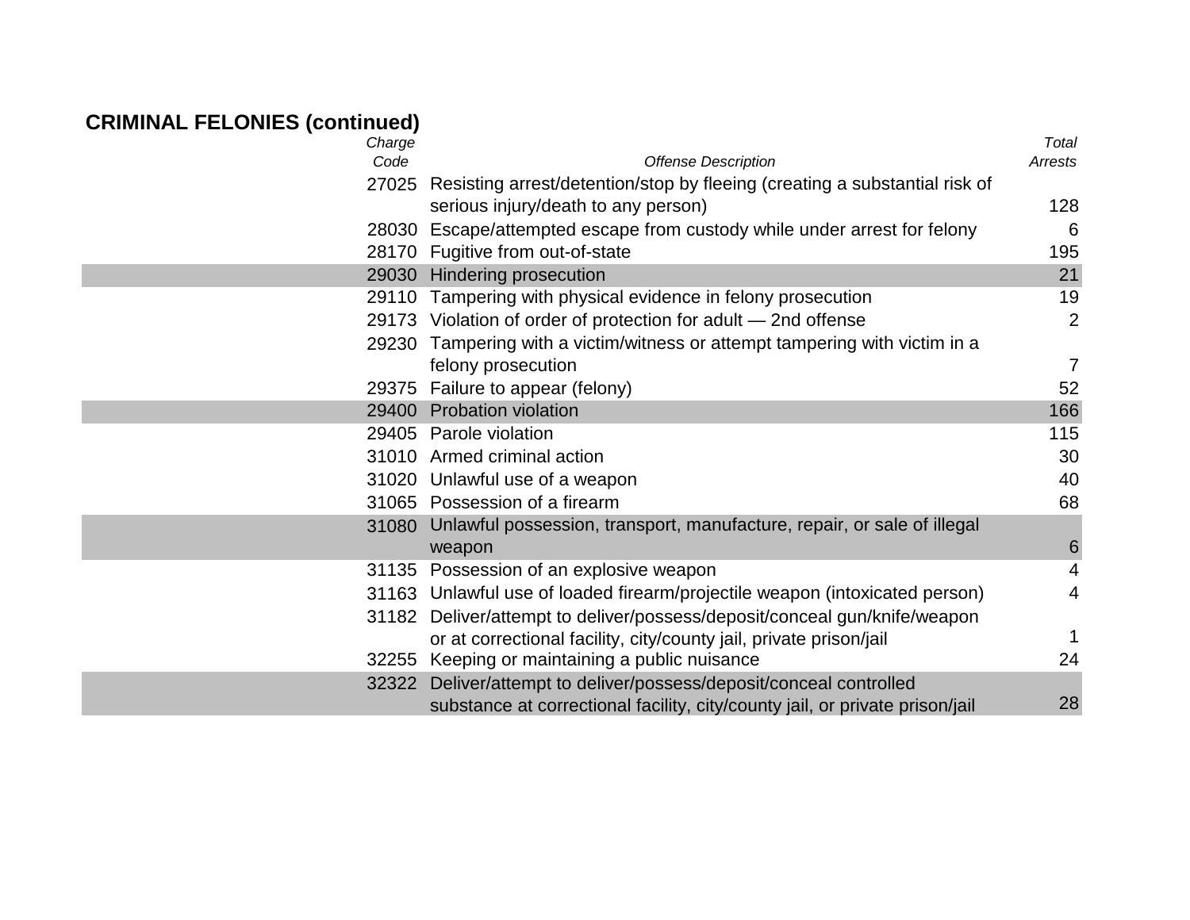## CRIMINAL FELONIES (continued)

| *Charge Code* | *Offense Description* | *Total Arrests* |
|---|---|---|
| 27025 | Resisting arrest/detention/stop by fleeing (creating a substantial risk of serious injury/death to any person) | 128 |
| 28030 | Escape/attempted escape from custody while under arrest for felony | 6 |
| 28170 | Fugitive from out-of-state | 195 |
| 29030 | Hindering prosecution | 21 |
| 29110 | Tampering with physical evidence in felony prosecution | 19 |
| 29173 | Violation of order of protection for adult — 2nd offense | 2 |
| 29230 | Tampering with a victim/witness or attempt tampering with victim in a felony prosecution | 7 |
| 29375 | Failure to appear (felony) | 52 |
| 29400 | Probation violation | 166 |
| 29405 | Parole violation | 115 |
| 31010 | Armed criminal action | 30 |
| 31020 | Unlawful use of a weapon | 40 |
| 31065 | Possession of a firearm | 68 |
| 31080 | Unlawful possession, transport, manufacture, repair, or sale of illegal weapon | 6 |
| 31135 | Possession of an explosive weapon | 4 |
| 31163 | Unlawful use of loaded firearm/projectile weapon (intoxicated person) | 4 |
| 31182 | Deliver/attempt to deliver/possess/deposit/conceal gun/knife/weapon or at correctional facility, city/county jail, private prison/jail | 1 |
| 32255 | Keeping or maintaining a public nuisance | 24 |
| 32322 | Deliver/attempt to deliver/possess/deposit/conceal controlled substance at correctional facility, city/county jail, or private prison/jail | 28 |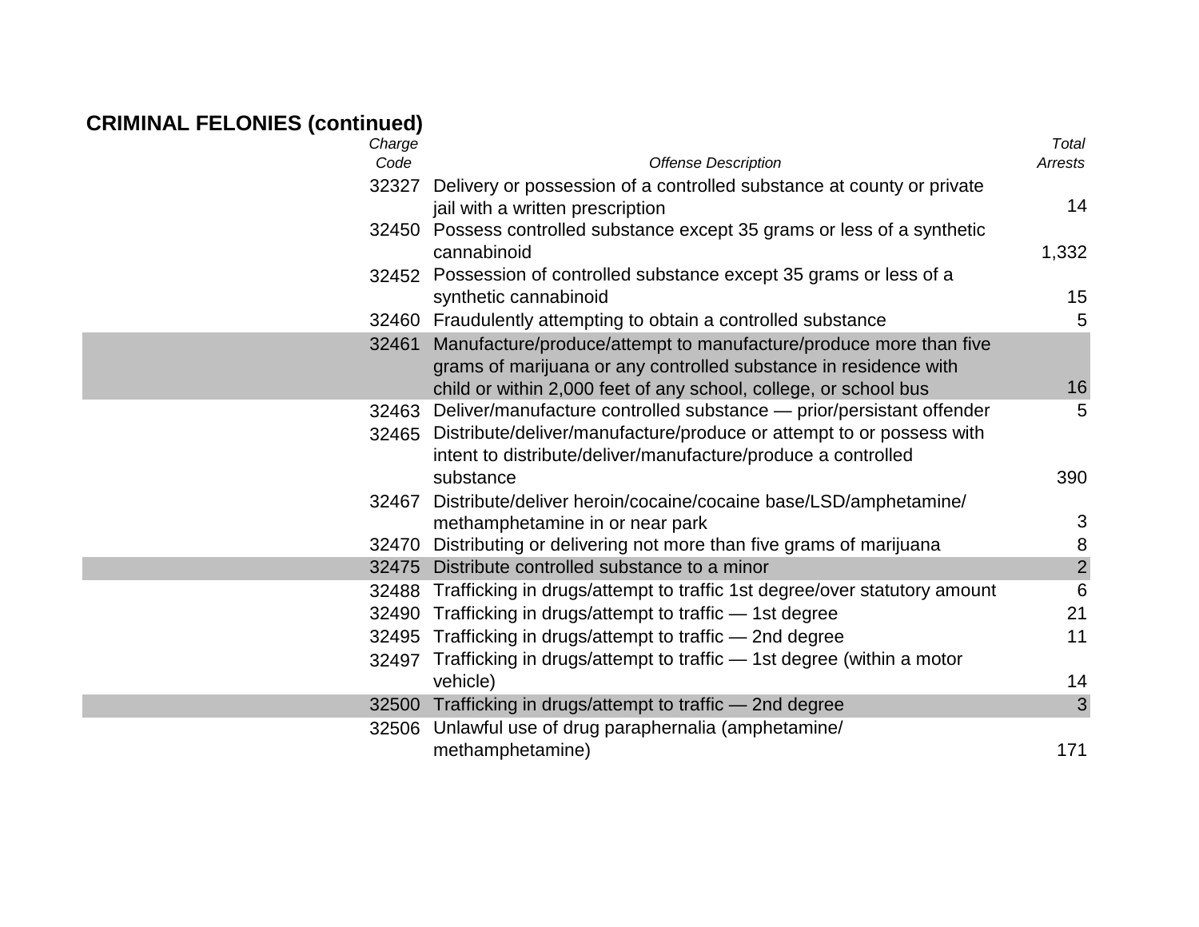## CRIMINAL FELONIES (continued)

| *Charge Code* | *Offense Description* | *Total Arrests* |
|---|---|---|
| 32327 | Delivery or possession of a controlled substance at county or private jail with a written prescription | 14 |
| 32450 | Possess controlled substance except 35 grams or less of a synthetic cannabinoid | 1,332 |
| 32452 | Possession of controlled substance except 35 grams or less of a synthetic cannabinoid | 15 |
| 32460 | Fraudulently attempting to obtain a controlled substance | 5 |
| 32461 | Manufacture/produce/attempt to manufacture/produce more than five grams of marijuana or any controlled substance in residence with child or within 2,000 feet of any school, college, or school bus | 16 |
| 32463 | Deliver/manufacture controlled substance — prior/persistant offender | 5 |
| 32465 | Distribute/deliver/manufacture/produce or attempt to or possess with intent to distribute/deliver/manufacture/produce a controlled substance | 390 |
| 32467 | Distribute/deliver heroin/cocaine/cocaine base/LSD/amphetamine/ methamphetamine in or near park | 3 |
| 32470 | Distributing or delivering not more than five grams of marijuana | 8 |
| 32475 | Distribute controlled substance to a minor | 2 |
| 32488 | Trafficking in drugs/attempt to traffic 1st degree/over statutory amount | 6 |
| 32490 | Trafficking in drugs/attempt to traffic — 1st degree | 21 |
| 32495 | Trafficking in drugs/attempt to traffic — 2nd degree | 11 |
| 32497 | Trafficking in drugs/attempt to traffic — 1st degree (within a motor vehicle) | 14 |
| 32500 | Trafficking in drugs/attempt to traffic — 2nd degree | 3 |
| 32506 | Unlawful use of drug paraphernalia (amphetamine/ methamphetamine) | 171 |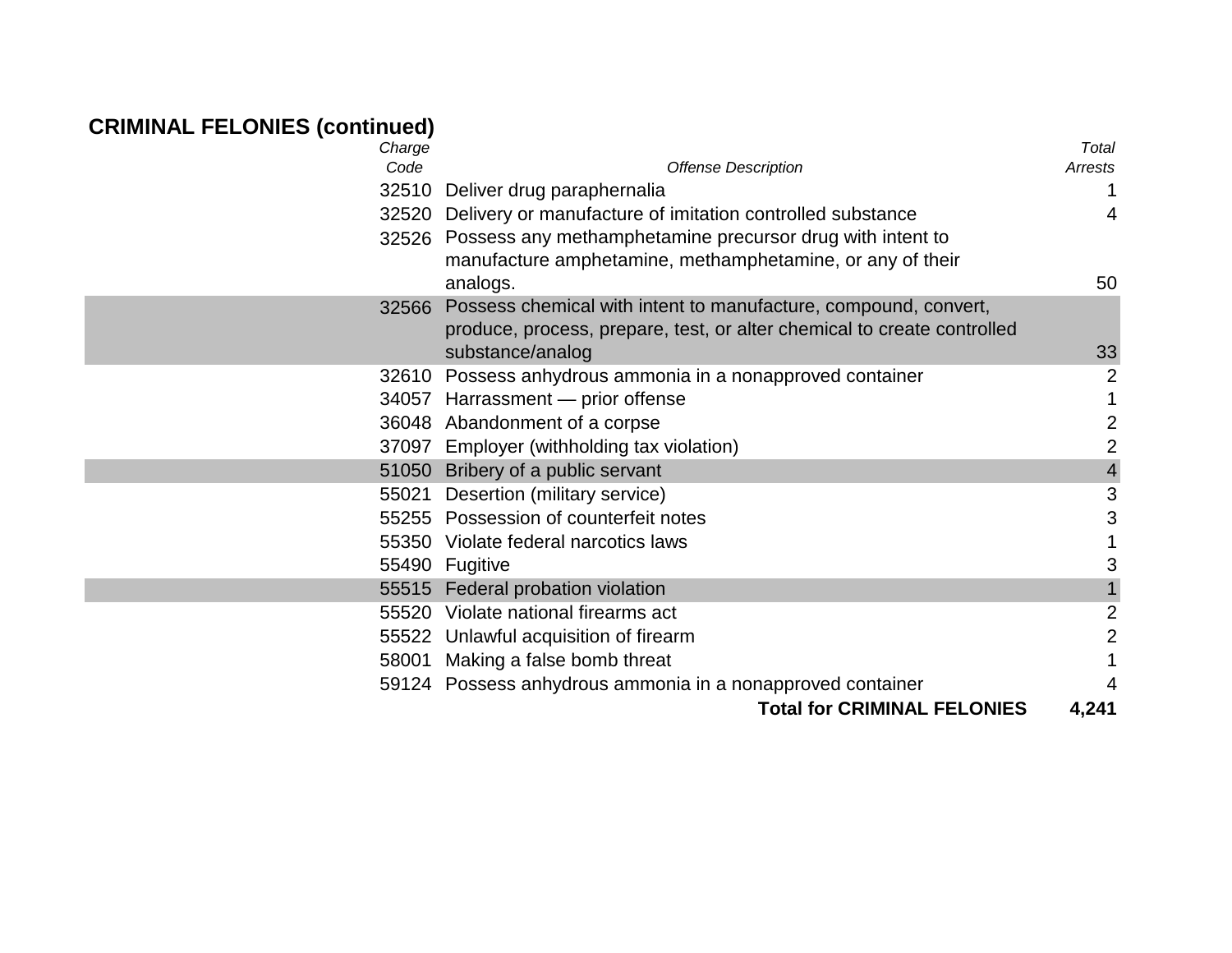## CRIMINAL FELONIES (continued)

| *Charge Code* | *Offense Description* | *Total Arrests* |
|---|---|---|
| 32510 | Deliver drug paraphernalia | 1 |
| 32520 | Delivery or manufacture of imitation controlled substance | 4 |
| 32526 | Possess any methamphetamine precursor drug with intent to manufacture amphetamine, methamphetamine, or any of their analogs. | 50 |
| 32566 | Possess chemical with intent to manufacture, compound, convert, produce, process, prepare, test, or alter chemical to create controlled substance/analog | 33 |
| 32610 | Possess anhydrous ammonia in a nonapproved container | 2 |
| 34057 | Harrassment — prior offense | 1 |
| 36048 | Abandonment of a corpse | 2 |
| 37097 | Employer (withholding tax violation) | 2 |
| 51050 | Bribery of a public servant | 4 |
| 55021 | Desertion (military service) | 3 |
| 55255 | Possession of counterfeit notes | 3 |
| 55350 | Violate federal narcotics laws | 1 |
| 55490 | Fugitive | 3 |
| 55515 | Federal probation violation | 1 |
| 55520 | Violate national firearms act | 2 |
| 55522 | Unlawful acquisition of firearm | 2 |
| 58001 | Making a false bomb threat | 1 |
| 59124 | Possess anhydrous ammonia in a nonapproved container | 4 |
| | **Total for CRIMINAL FELONIES** | **4,241** |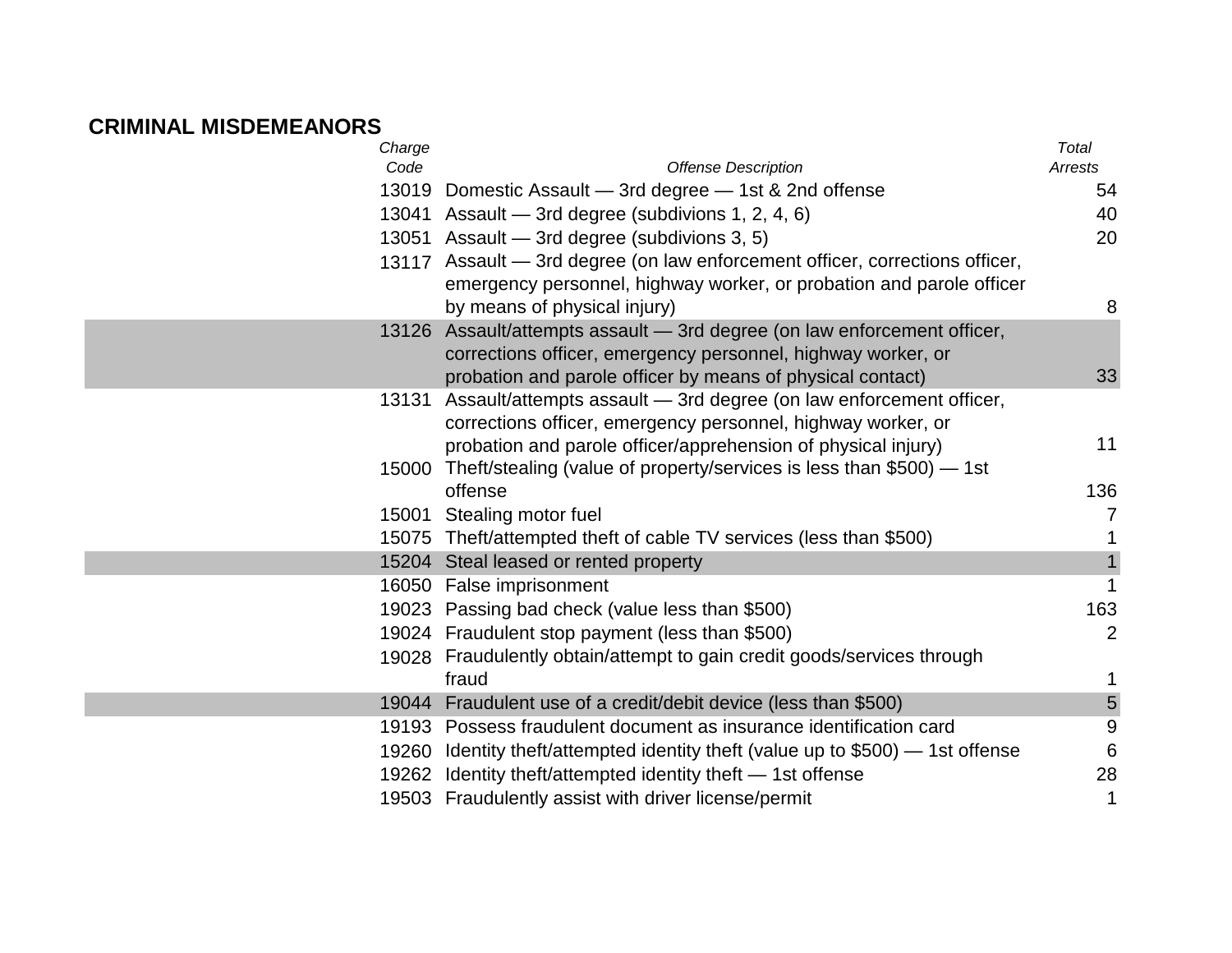## CRIMINAL MISDEMEANORS

| *Charge Code* | *Offense Description* | *Total Arrests* |
|---|---|---|
| 13019 | Domestic Assault — 3rd degree — 1st & 2nd offense | 54 |
| 13041 | Assault — 3rd degree (subdivions 1, 2, 4, 6) | 40 |
| 13051 | Assault — 3rd degree (subdivions 3, 5) | 20 |
| 13117 | Assault — 3rd degree (on law enforcement officer, corrections officer, emergency personnel, highway worker, or probation and parole officer by means of physical injury) | 8 |
| 13126 | Assault/attempts assault — 3rd degree (on law enforcement officer, corrections officer, emergency personnel, highway worker, or probation and parole officer by means of physical contact) | 33 |
| 13131 | Assault/attempts assault — 3rd degree (on law enforcement officer, corrections officer, emergency personnel, highway worker, or probation and parole officer/apprehension of physical injury) | 11 |
| 15000 | Theft/stealing (value of property/services is less than $500) — 1st offense | 136 |
| 15001 | Stealing motor fuel | 7 |
| 15075 | Theft/attempted theft of cable TV services (less than $500) | 1 |
| 15204 | Steal leased or rented property | 1 |
| 16050 | False imprisonment | 1 |
| 19023 | Passing bad check (value less than $500) | 163 |
| 19024 | Fraudulent stop payment (less than $500) | 2 |
| 19028 | Fraudulently obtain/attempt to gain credit goods/services through fraud | 1 |
| 19044 | Fraudulent use of a credit/debit device (less than $500) | 5 |
| 19193 | Possess fraudulent document as insurance identification card | 9 |
| 19260 | Identity theft/attempted identity theft (value up to $500) — 1st offense | 6 |
| 19262 | Identity theft/attempted identity theft — 1st offense | 28 |
| 19503 | Fraudulently assist with driver license/permit | 1 |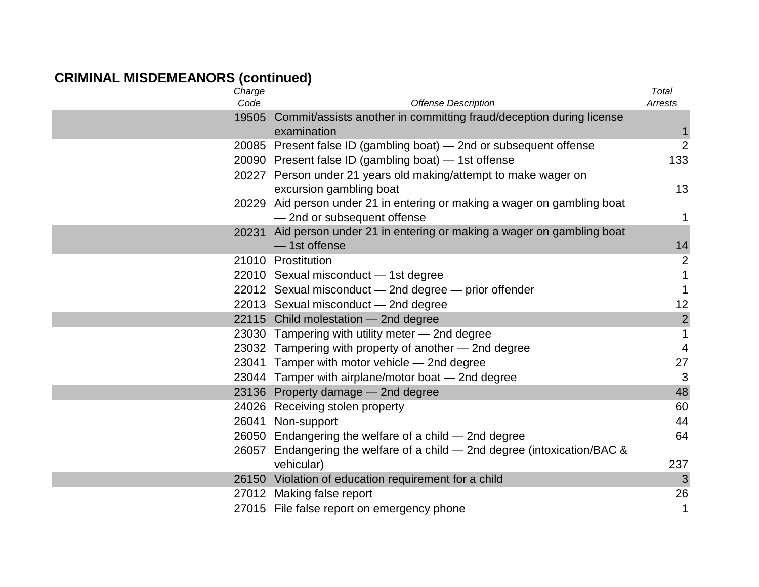## CRIMINAL MISDEMEANORS (continued)

| *Charge Code* | *Offense Description* | *Total Arrests* |
|---|---|---|
| 19505 | Commit/assists another in committing fraud/deception during license examination | 1 |
| 20085 | Present false ID (gambling boat) — 2nd or subsequent offense | 2 |
| 20090 | Present false ID (gambling boat) — 1st offense | 133 |
| 20227 | Person under 21 years old making/attempt to make wager on excursion gambling boat | 13 |
| 20229 | Aid person under 21 in entering or making a wager on gambling boat — 2nd or subsequent offense | 1 |
| 20231 | Aid person under 21 in entering or making a wager on gambling boat — 1st offense | 14 |
| 21010 | Prostitution | 2 |
| 22010 | Sexual misconduct — 1st degree | 1 |
| 22012 | Sexual misconduct — 2nd degree — prior offender | 1 |
| 22013 | Sexual misconduct — 2nd degree | 12 |
| 22115 | Child molestation — 2nd degree | 2 |
| 23030 | Tampering with utility meter — 2nd degree | 1 |
| 23032 | Tampering with property of another — 2nd degree | 4 |
| 23041 | Tamper with motor vehicle — 2nd degree | 27 |
| 23044 | Tamper with airplane/motor boat — 2nd degree | 3 |
| 23136 | Property damage — 2nd degree | 48 |
| 24026 | Receiving stolen property | 60 |
| 26041 | Non-support | 44 |
| 26050 | Endangering the welfare of a child — 2nd degree | 64 |
| 26057 | Endangering the welfare of a child — 2nd degree (intoxication/BAC & vehicular) | 237 |
| 26150 | Violation of education requirement for a child | 3 |
| 27012 | Making false report | 26 |
| 27015 | File false report on emergency phone | 1 |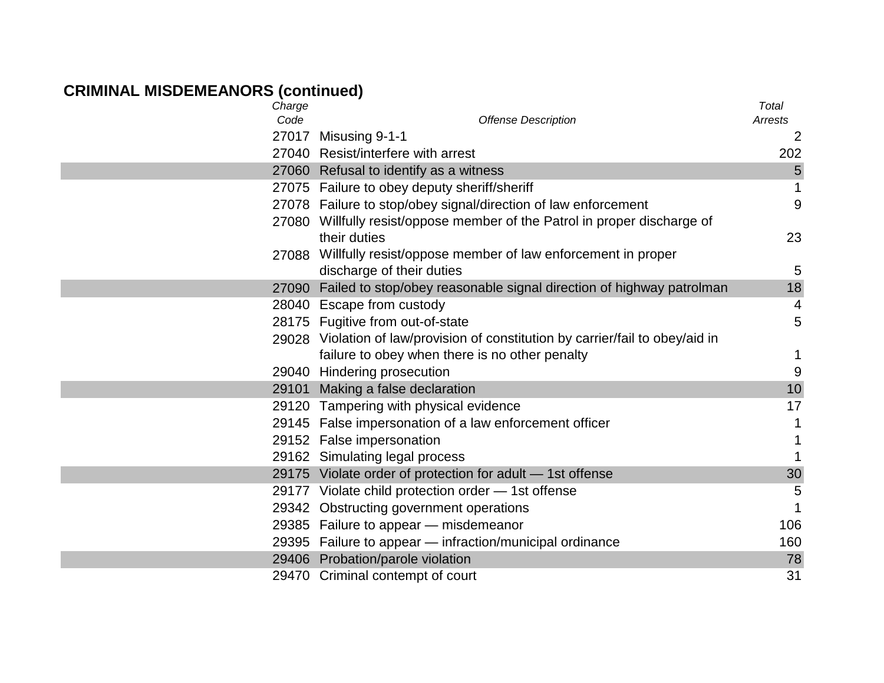## CRIMINAL MISDEMEANORS (continued)

| *Charge Code* | *Offense Description* | *Total Arrests* |
|---|---|---|
| 27017 | Misusing 9-1-1 | 2 |
| 27040 | Resist/interfere with arrest | 202 |
| 27060 | Refusal to identify as a witness | 5 |
| 27075 | Failure to obey deputy sheriff/sheriff | 1 |
| 27078 | Failure to stop/obey signal/direction of law enforcement | 9 |
| 27080 | Willfully resist/oppose member of the Patrol in proper discharge of their duties | 23 |
| 27088 | Willfully resist/oppose member of law enforcement in proper discharge of their duties | 5 |
| 27090 | Failed to stop/obey reasonable signal direction of highway patrolman | 18 |
| 28040 | Escape from custody | 4 |
| 28175 | Fugitive from out-of-state | 5 |
| 29028 | Violation of law/provision of constitution by carrier/fail to obey/aid in failure to obey when there is no other penalty | 1 |
| 29040 | Hindering prosecution | 9 |
| 29101 | Making a false declaration | 10 |
| 29120 | Tampering with physical evidence | 17 |
| 29145 | False impersonation of a law enforcement officer | 1 |
| 29152 | False impersonation | 1 |
| 29162 | Simulating legal process | 1 |
| 29175 | Violate order of protection for adult — 1st offense | 30 |
| 29177 | Violate child protection order — 1st offense | 5 |
| 29342 | Obstructing government operations | 1 |
| 29385 | Failure to appear — misdemeanor | 106 |
| 29395 | Failure to appear — infraction/municipal ordinance | 160 |
| 29406 | Probation/parole violation | 78 |
| 29470 | Criminal contempt of court | 31 |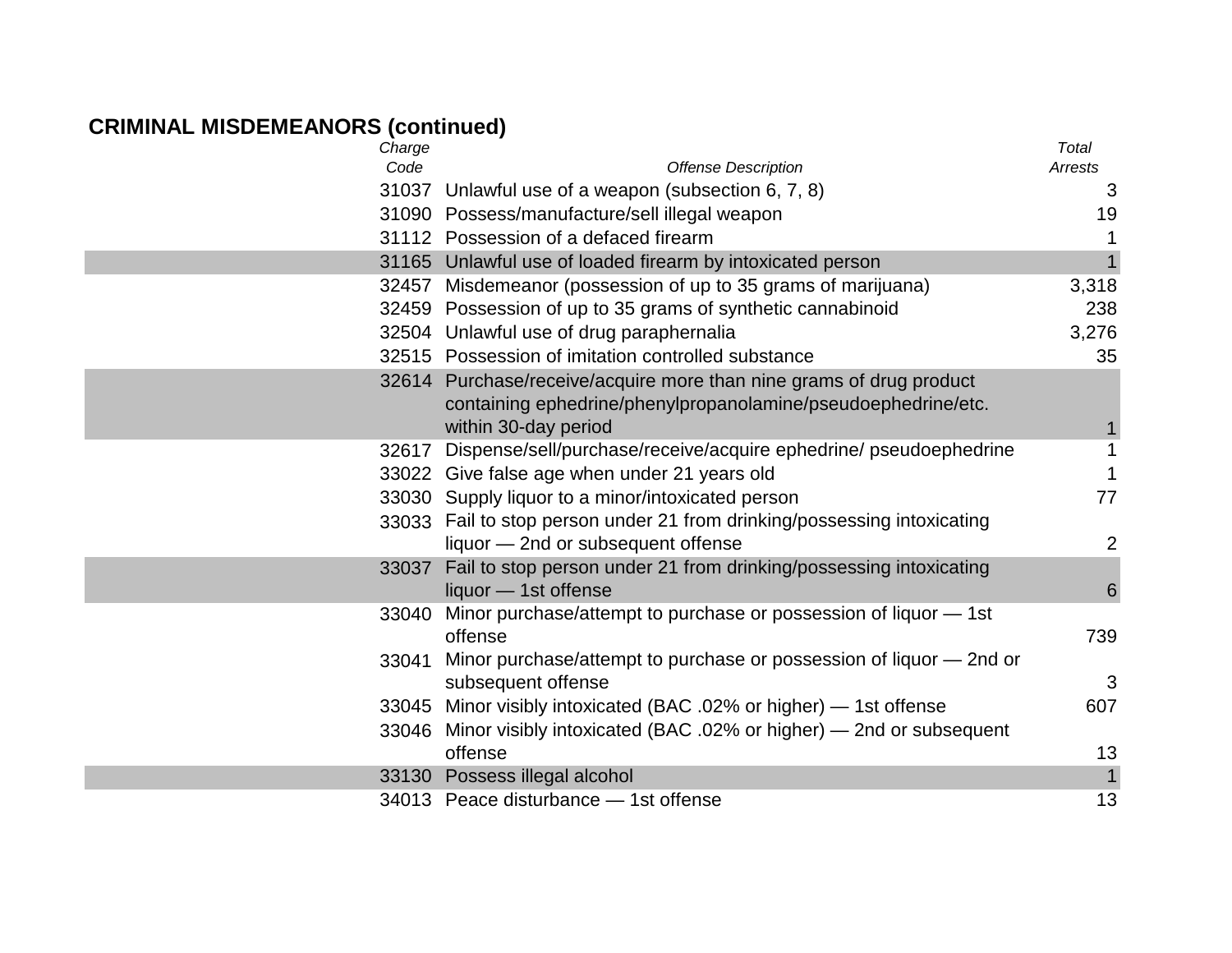## CRIMINAL MISDEMEANORS (continued)

| *Charge Code* | *Offense Description* | *Total Arrests* |
|---|---|---|
| 31037 | Unlawful use of a weapon (subsection 6, 7, 8) | 3 |
| 31090 | Possess/manufacture/sell illegal weapon | 19 |
| 31112 | Possession of a defaced firearm | 1 |
| 31165 | Unlawful use of loaded firearm by intoxicated person | 1 |
| 32457 | Misdemeanor (possession of up to 35 grams of marijuana) | 3,318 |
| 32459 | Possession of up to 35 grams of synthetic cannabinoid | 238 |
| 32504 | Unlawful use of drug paraphernalia | 3,276 |
| 32515 | Possession of imitation controlled substance | 35 |
| 32614 | Purchase/receive/acquire more than nine grams of drug product containing ephedrine/phenylpropanolamine/pseudoephedrine/etc. within 30-day period | 1 |
| 32617 | Dispense/sell/purchase/receive/acquire ephedrine/ pseudoephedrine | 1 |
| 33022 | Give false age when under 21 years old | 1 |
| 33030 | Supply liquor to a minor/intoxicated person | 77 |
| 33033 | Fail to stop person under 21 from drinking/possessing intoxicating liquor — 2nd or subsequent offense | 2 |
| 33037 | Fail to stop person under 21 from drinking/possessing intoxicating liquor — 1st offense | 6 |
| 33040 | Minor purchase/attempt to purchase or possession of liquor — 1st offense | 739 |
| 33041 | Minor purchase/attempt to purchase or possession of liquor — 2nd or subsequent offense | 3 |
| 33045 | Minor visibly intoxicated (BAC .02% or higher) — 1st offense | 607 |
| 33046 | Minor visibly intoxicated (BAC .02% or higher) — 2nd or subsequent offense | 13 |
| 33130 | Possess illegal alcohol | 1 |
| 34013 | Peace disturbance — 1st offense | 13 |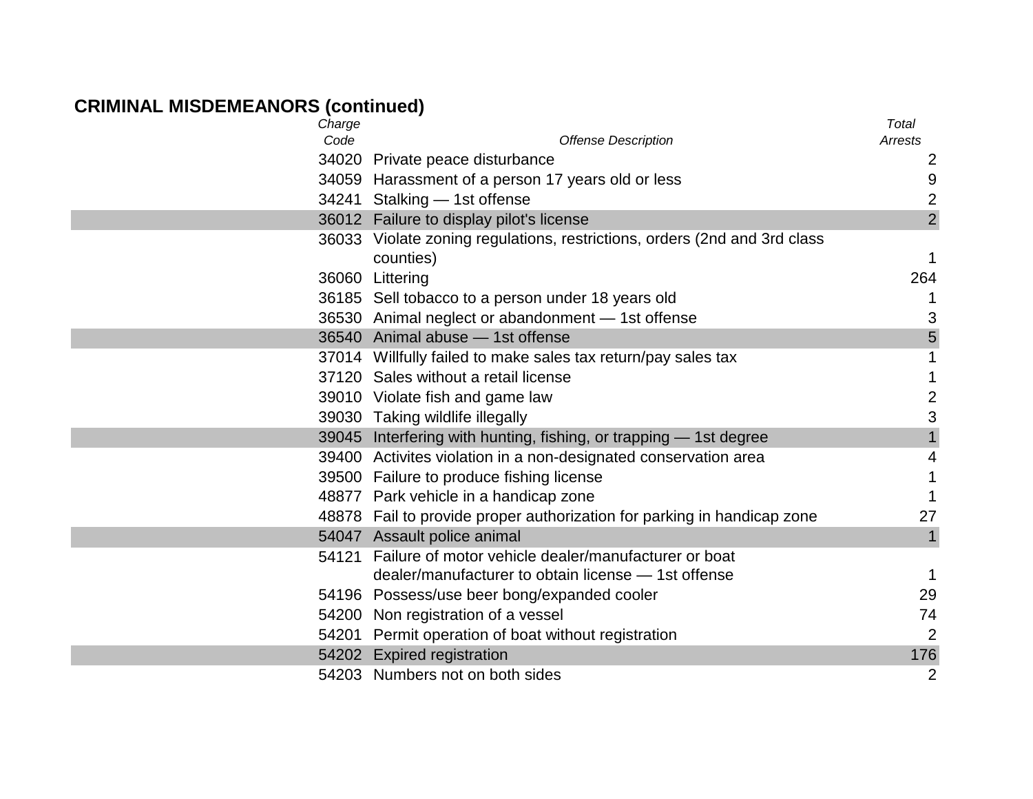## CRIMINAL MISDEMEANORS (continued)

| *Charge Code* | *Offense Description* | *Total Arrests* |
|---|---|---|
| 34020 | Private peace disturbance | 2 |
| 34059 | Harassment of a person 17 years old or less | 9 |
| 34241 | Stalking — 1st offense | 2 |
| 36012 | Failure to display pilot's license | 2 |
| 36033 | Violate zoning regulations, restrictions, orders (2nd and 3rd class counties) | 1 |
| 36060 | Littering | 264 |
| 36185 | Sell tobacco to a person under 18 years old | 1 |
| 36530 | Animal neglect or abandonment — 1st offense | 3 |
| 36540 | Animal abuse — 1st offense | 5 |
| 37014 | Willfully failed to make sales tax return/pay sales tax | 1 |
| 37120 | Sales without a retail license | 1 |
| 39010 | Violate fish and game law | 2 |
| 39030 | Taking wildlife illegally | 3 |
| 39045 | Interfering with hunting, fishing, or trapping — 1st degree | 1 |
| 39400 | Activites violation in a non-designated conservation area | 4 |
| 39500 | Failure to produce fishing license | 1 |
| 48877 | Park vehicle in a handicap zone | 1 |
| 48878 | Fail to provide proper authorization for parking in handicap zone | 27 |
| 54047 | Assault police animal | 1 |
| 54121 | Failure of motor vehicle dealer/manufacturer or boat dealer/manufacturer to obtain license — 1st offense | 1 |
| 54196 | Possess/use beer bong/expanded cooler | 29 |
| 54200 | Non registration of a vessel | 74 |
| 54201 | Permit operation of boat without registration | 2 |
| 54202 | Expired registration | 176 |
| 54203 | Numbers not on both sides | 2 |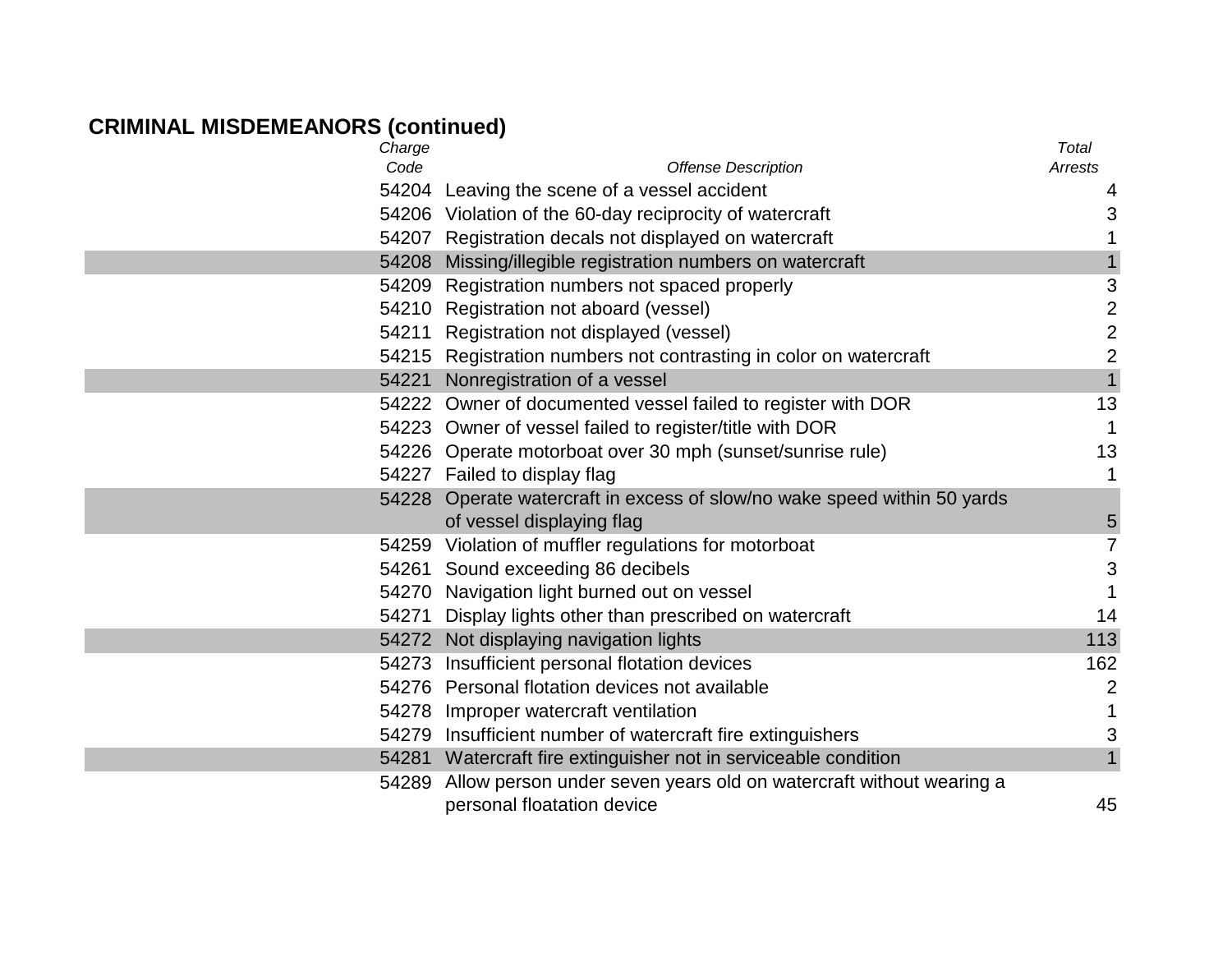**CRIMINAL MISDEMEANORS (continued)**

| *Charge Code* | *Offense Description* | *Total Arrests* |
|---|---|---|
| 54204 | Leaving the scene of a vessel accident | 4 |
| 54206 | Violation of the 60-day reciprocity of watercraft | 3 |
| 54207 | Registration decals not displayed on watercraft | 1 |
| 54208 | Missing/illegible registration numbers on watercraft | 1 |
| 54209 | Registration numbers not spaced properly | 3 |
| 54210 | Registration not aboard (vessel) | 2 |
| 54211 | Registration not displayed (vessel) | 2 |
| 54215 | Registration numbers not contrasting in color on watercraft | 2 |
| 54221 | Nonregistration of a vessel | 1 |
| 54222 | Owner of documented vessel failed to register with DOR | 13 |
| 54223 | Owner of vessel failed to register/title with DOR | 1 |
| 54226 | Operate motorboat over 30 mph (sunset/sunrise rule) | 13 |
| 54227 | Failed to display flag | 1 |
| 54228 | Operate watercraft in excess of slow/no wake speed within 50 yards of vessel displaying flag | 5 |
| 54259 | Violation of muffler regulations for motorboat | 7 |
| 54261 | Sound exceeding 86 decibels | 3 |
| 54270 | Navigation light burned out on vessel | 1 |
| 54271 | Display lights other than prescribed on watercraft | 14 |
| 54272 | Not displaying navigation lights | 113 |
| 54273 | Insufficient personal flotation devices | 162 |
| 54276 | Personal flotation devices not available | 2 |
| 54278 | Improper watercraft ventilation | 1 |
| 54279 | Insufficient number of watercraft fire extinguishers | 3 |
| 54281 | Watercraft fire extinguisher not in serviceable condition | 1 |
| 54289 | Allow person under seven years old on watercraft without wearing a personal floatation device | 45 |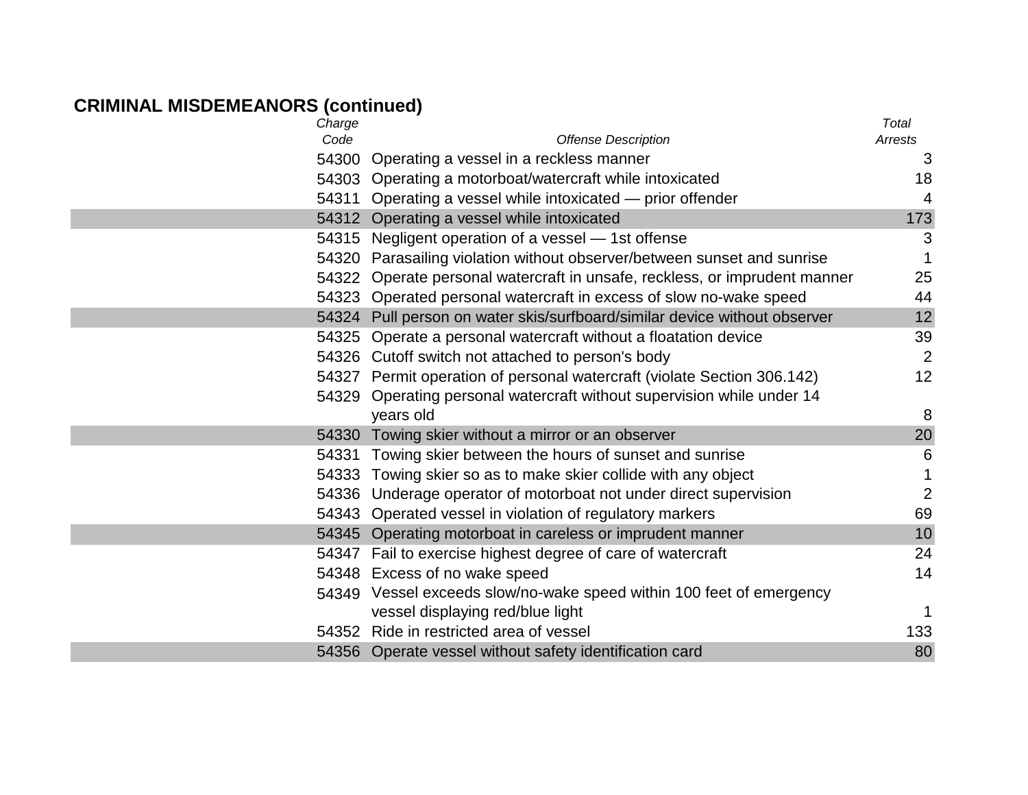## CRIMINAL MISDEMEANORS (continued)

| *Charge Code* | *Offense Description* | *Total Arrests* |
|---|---|---|
| 54300 | Operating a vessel in a reckless manner | 3 |
| 54303 | Operating a motorboat/watercraft while intoxicated | 18 |
| 54311 | Operating a vessel while intoxicated — prior offender | 4 |
| 54312 | Operating a vessel while intoxicated | 173 |
| 54315 | Negligent operation of a vessel — 1st offense | 3 |
| 54320 | Parasailing violation without observer/between sunset and sunrise | 1 |
| 54322 | Operate personal watercraft in unsafe, reckless, or imprudent manner | 25 |
| 54323 | Operated personal watercraft in excess of slow no-wake speed | 44 |
| 54324 | Pull person on water skis/surfboard/similar device without observer | 12 |
| 54325 | Operate a personal watercraft without a floatation device | 39 |
| 54326 | Cutoff switch not attached to person's body | 2 |
| 54327 | Permit operation of personal watercraft (violate Section 306.142) | 12 |
| 54329 | Operating personal watercraft without supervision while under 14 years old | 8 |
| 54330 | Towing skier without a mirror or an observer | 20 |
| 54331 | Towing skier between the hours of sunset and sunrise | 6 |
| 54333 | Towing skier so as to make skier collide with any object | 1 |
| 54336 | Underage operator of motorboat not under direct supervision | 2 |
| 54343 | Operated vessel in violation of regulatory markers | 69 |
| 54345 | Operating motorboat in careless or imprudent manner | 10 |
| 54347 | Fail to exercise highest degree of care of watercraft | 24 |
| 54348 | Excess of no wake speed | 14 |
| 54349 | Vessel exceeds slow/no-wake speed within 100 feet of emergency vessel displaying red/blue light | 1 |
| 54352 | Ride in restricted area of vessel | 133 |
| 54356 | Operate vessel without safety identification card | 80 |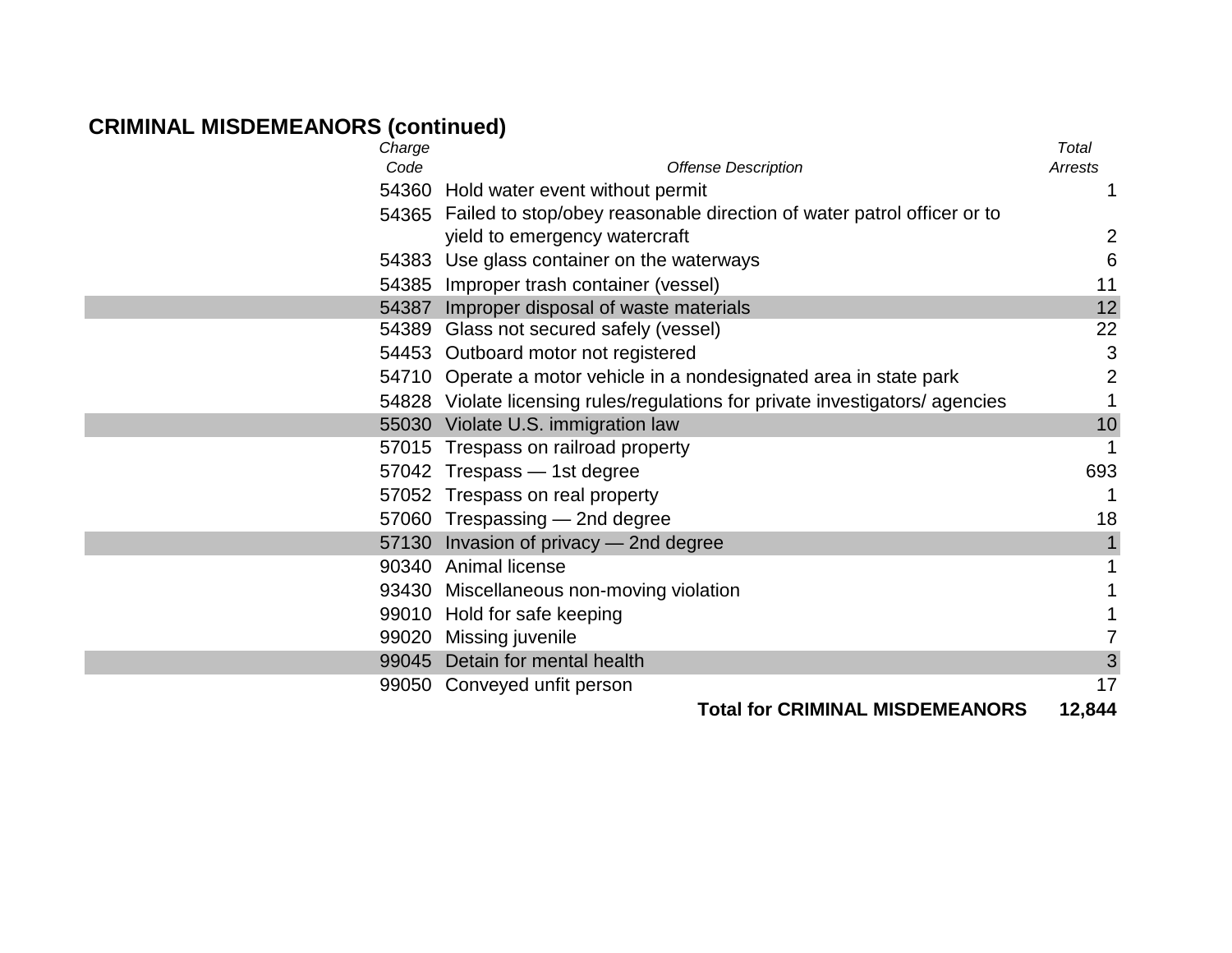## CRIMINAL MISDEMEANORS (continued)

| *Charge Code* | *Offense Description* | *Total Arrests* |
|---|---|---|
| 54360 | Hold water event without permit | 1 |
| 54365 | Failed to stop/obey reasonable direction of water patrol officer or to yield to emergency watercraft | 2 |
| 54383 | Use glass container on the waterways | 6 |
| 54385 | Improper trash container (vessel) | 11 |
| 54387 | Improper disposal of waste materials | 12 |
| 54389 | Glass not secured safely (vessel) | 22 |
| 54453 | Outboard motor not registered | 3 |
| 54710 | Operate a motor vehicle in a nondesignated area in state park | 2 |
| 54828 | Violate licensing rules/regulations for private investigators/ agencies | 1 |
| 55030 | Violate U.S. immigration law | 10 |
| 57015 | Trespass on railroad property | 1 |
| 57042 | Trespass — 1st degree | 693 |
| 57052 | Trespass on real property | 1 |
| 57060 | Trespassing — 2nd degree | 18 |
| 57130 | Invasion of privacy — 2nd degree | 1 |
| 90340 | Animal license | 1 |
| 93430 | Miscellaneous non-moving violation | 1 |
| 99010 | Hold for safe keeping | 1 |
| 99020 | Missing juvenile | 7 |
| 99045 | Detain for mental health | 3 |
| 99050 | Conveyed unfit person | 17 |
| | **Total for CRIMINAL MISDEMEANORS** | **12,844** |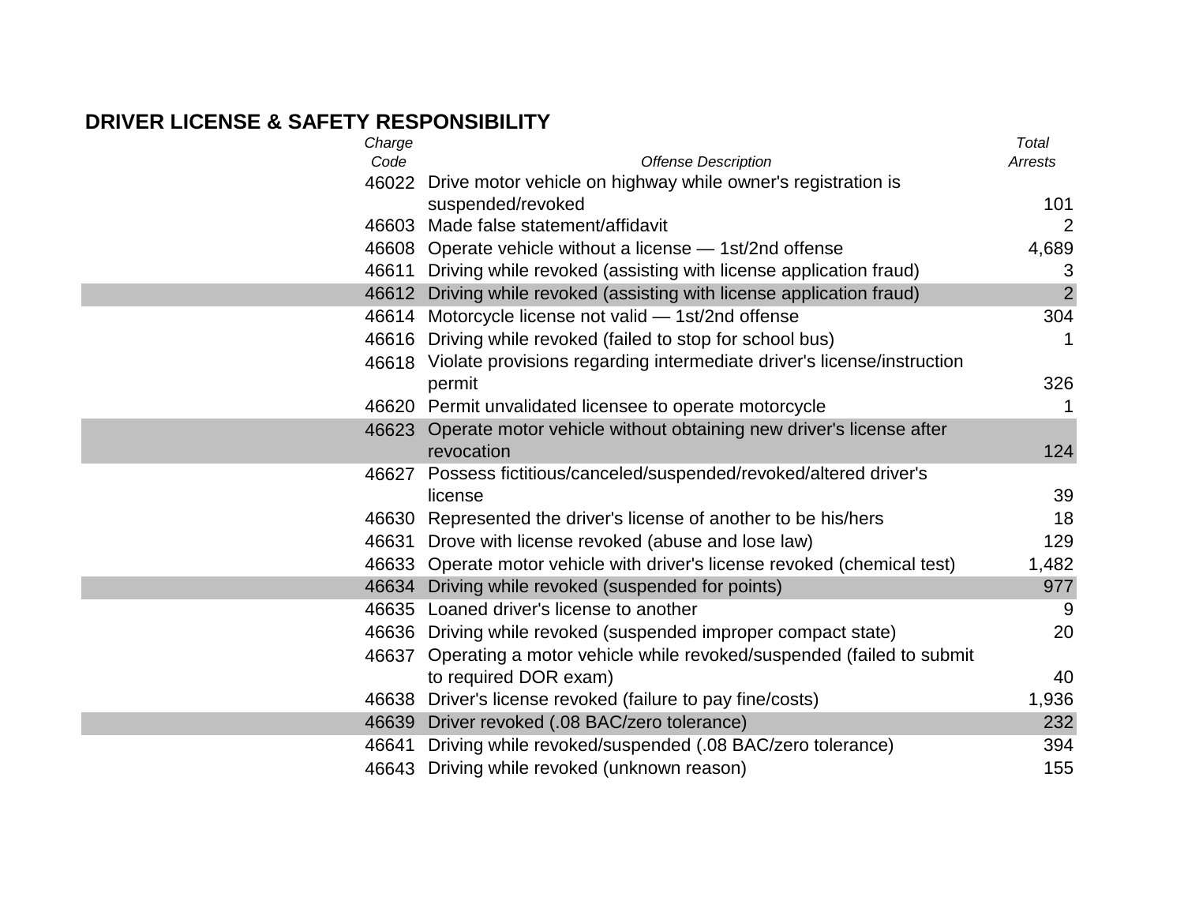## DRIVER LICENSE & SAFETY RESPONSIBILITY

| *Charge Code* | *Offense Description* | *Total Arrests* |
|---|---|---|
| 46022 | Drive motor vehicle on highway while owner's registration is suspended/revoked | 101 |
| 46603 | Made false statement/affidavit | 2 |
| 46608 | Operate vehicle without a license — 1st/2nd offense | 4,689 |
| 46611 | Driving while revoked (assisting with license application fraud) | 3 |
| 46612 | Driving while revoked (assisting with license application fraud) | 2 |
| 46614 | Motorcycle license not valid — 1st/2nd offense | 304 |
| 46616 | Driving while revoked (failed to stop for school bus) | 1 |
| 46618 | Violate provisions regarding intermediate driver's license/instruction permit | 326 |
| 46620 | Permit unvalidated licensee to operate motorcycle | 1 |
| 46623 | Operate motor vehicle without obtaining new driver's license after revocation | 124 |
| 46627 | Possess fictitious/canceled/suspended/revoked/altered driver's license | 39 |
| 46630 | Represented the driver's license of another to be his/hers | 18 |
| 46631 | Drove with license revoked (abuse and lose law) | 129 |
| 46633 | Operate motor vehicle with driver's license revoked (chemical test) | 1,482 |
| 46634 | Driving while revoked (suspended for points) | 977 |
| 46635 | Loaned driver's license to another | 9 |
| 46636 | Driving while revoked (suspended improper compact state) | 20 |
| 46637 | Operating a motor vehicle while revoked/suspended (failed to submit to required DOR exam) | 40 |
| 46638 | Driver's license revoked (failure to pay fine/costs) | 1,936 |
| 46639 | Driver revoked (.08 BAC/zero tolerance) | 232 |
| 46641 | Driving while revoked/suspended (.08 BAC/zero tolerance) | 394 |
| 46643 | Driving while revoked (unknown reason) | 155 |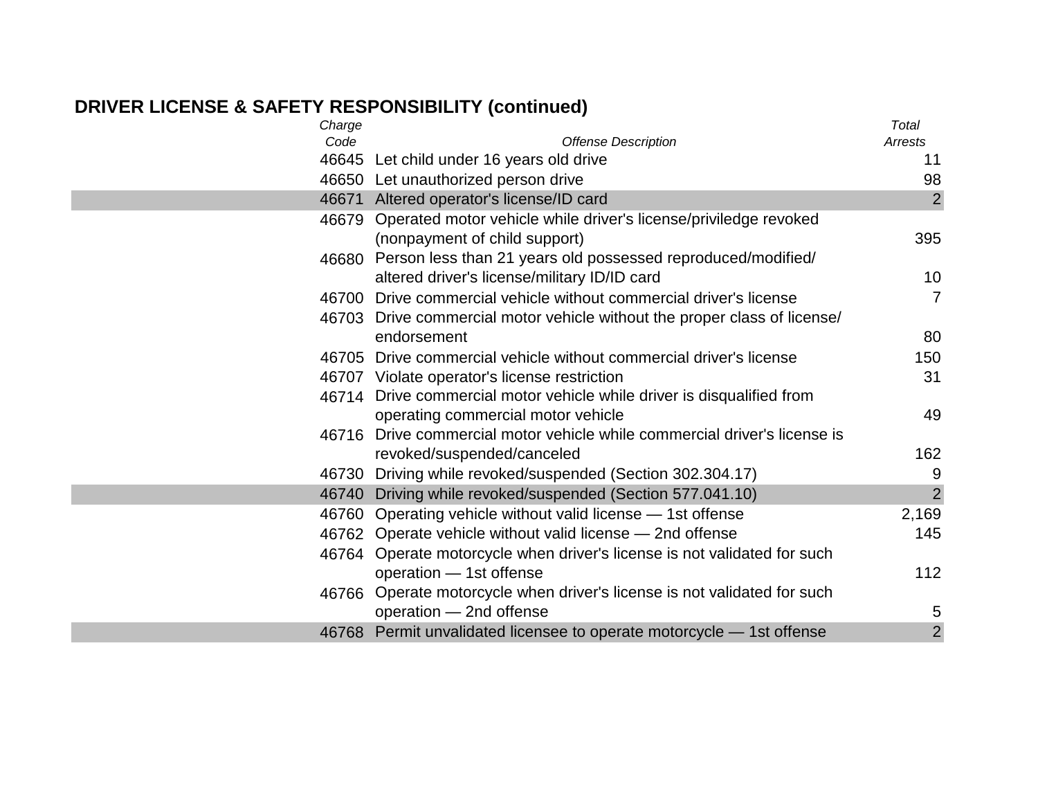## DRIVER LICENSE & SAFETY RESPONSIBILITY (continued)

| *Charge Code* | *Offense Description* | *Total Arrests* |
|---|---|---|
| 46645 | Let child under 16 years old drive | 11 |
| 46650 | Let unauthorized person drive | 98 |
| 46671 | Altered operator's license/ID card | 2 |
| 46679 | Operated motor vehicle while driver's license/priviledge revoked (nonpayment of child support) | 395 |
| 46680 | Person less than 21 years old possessed reproduced/modified/ altered driver's license/military ID/ID card | 10 |
| 46700 | Drive commercial vehicle without commercial driver's license | 7 |
| 46703 | Drive commercial motor vehicle without the proper class of license/ endorsement | 80 |
| 46705 | Drive commercial vehicle without commercial driver's license | 150 |
| 46707 | Violate operator's license restriction | 31 |
| 46714 | Drive commercial motor vehicle while driver is disqualified from operating commercial motor vehicle | 49 |
| 46716 | Drive commercial motor vehicle while commercial driver's license is revoked/suspended/canceled | 162 |
| 46730 | Driving while revoked/suspended (Section 302.304.17) | 9 |
| 46740 | Driving while revoked/suspended (Section 577.041.10) | 2 |
| 46760 | Operating vehicle without valid license — 1st offense | 2,169 |
| 46762 | Operate vehicle without valid license — 2nd offense | 145 |
| 46764 | Operate motorcycle when driver's license is not validated for such operation — 1st offense | 112 |
| 46766 | Operate motorcycle when driver's license is not validated for such operation — 2nd offense | 5 |
| 46768 | Permit unvalidated licensee to operate motorcycle — 1st offense | 2 |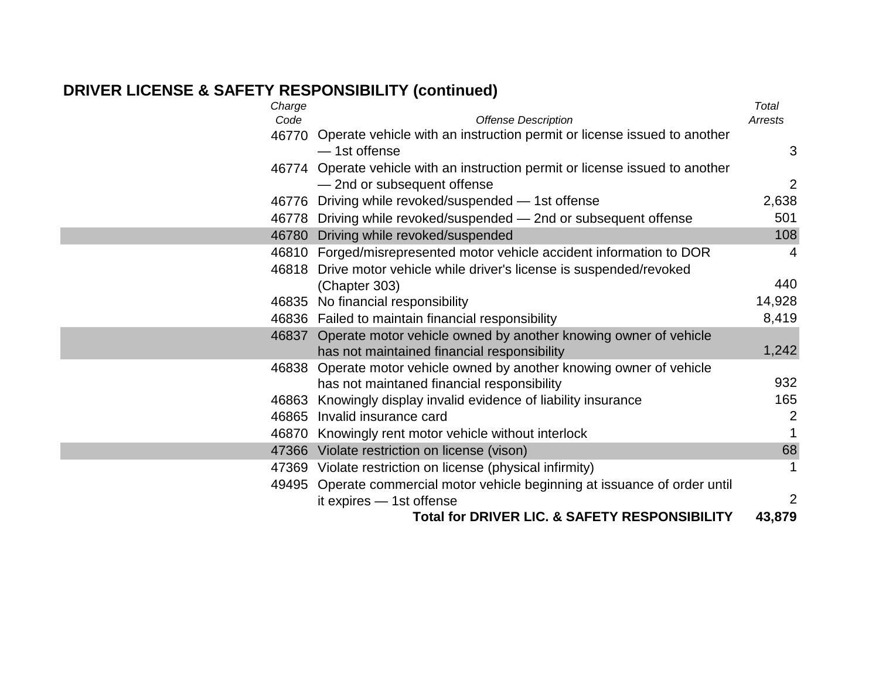## DRIVER LICENSE & SAFETY RESPONSIBILITY (continued)

| *Charge Code* | *Offense Description* | *Total Arrests* |
|---|---|---|
| 46770 | Operate vehicle with an instruction permit or license issued to another — 1st offense | 3 |
| 46774 | Operate vehicle with an instruction permit or license issued to another — 2nd or subsequent offense | 2 |
| 46776 | Driving while revoked/suspended — 1st offense | 2,638 |
| 46778 | Driving while revoked/suspended — 2nd or subsequent offense | 501 |
| 46780 | Driving while revoked/suspended | 108 |
| 46810 | Forged/misrepresented motor vehicle accident information to DOR | 4 |
| 46818 | Drive motor vehicle while driver's license is suspended/revoked (Chapter 303) | 440 |
| 46835 | No financial responsibility | 14,928 |
| 46836 | Failed to maintain financial responsibility | 8,419 |
| 46837 | Operate motor vehicle owned by another knowing owner of vehicle has not maintained financial responsibility | 1,242 |
| 46838 | Operate motor vehicle owned by another knowing owner of vehicle has not maintaned financial responsibility | 932 |
| 46863 | Knowingly display invalid evidence of liability insurance | 165 |
| 46865 | Invalid insurance card | 2 |
| 46870 | Knowingly rent motor vehicle without interlock | 1 |
| 47366 | Violate restriction on license (vison) | 68 |
| 47369 | Violate restriction on license (physical infirmity) | 1 |
| 49495 | Operate commercial motor vehicle beginning at issuance of order until it expires — 1st offense | 2 |
| | **Total for DRIVER LIC. & SAFETY RESPONSIBILITY** | **43,879** |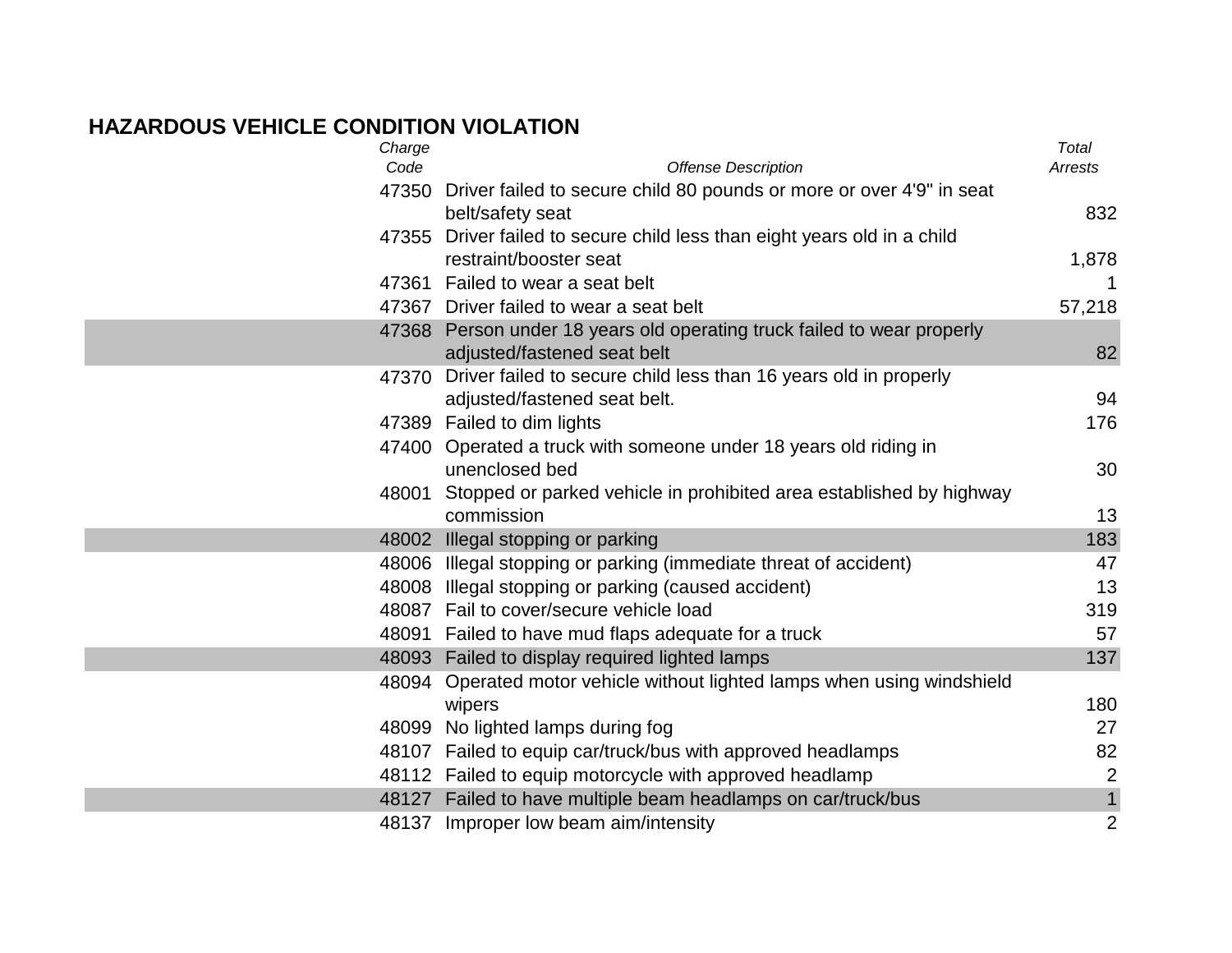## HAZARDOUS VEHICLE CONDITION VIOLATION

| *Charge Code* | *Offense Description* | *Total Arrests* |
|---|---|---|
| 47350 | Driver failed to secure child 80 pounds or more or over 4'9" in seat belt/safety seat | 832 |
| 47355 | Driver failed to secure child less than eight years old in a child restraint/booster seat | 1,878 |
| 47361 | Failed to wear a seat belt | 1 |
| 47367 | Driver failed to wear a seat belt | 57,218 |
| 47368 | Person under 18 years old operating truck failed to wear properly adjusted/fastened seat belt | 82 |
| 47370 | Driver failed to secure child less than 16 years old in properly adjusted/fastened seat belt. | 94 |
| 47389 | Failed to dim lights | 176 |
| 47400 | Operated a truck with someone under 18 years old riding in unenclosed bed | 30 |
| 48001 | Stopped or parked vehicle in prohibited area established by highway commission | 13 |
| 48002 | Illegal stopping or parking | 183 |
| 48006 | Illegal stopping or parking (immediate threat of accident) | 47 |
| 48008 | Illegal stopping or parking (caused accident) | 13 |
| 48087 | Fail to cover/secure vehicle load | 319 |
| 48091 | Failed to have mud flaps adequate for a truck | 57 |
| 48093 | Failed to display required lighted lamps | 137 |
| 48094 | Operated motor vehicle without lighted lamps when using windshield wipers | 180 |
| 48099 | No lighted lamps during fog | 27 |
| 48107 | Failed to equip car/truck/bus with approved headlamps | 82 |
| 48112 | Failed to equip motorcycle with approved headlamp | 2 |
| 48127 | Failed to have multiple beam headlamps on car/truck/bus | 1 |
| 48137 | Improper low beam aim/intensity | 2 |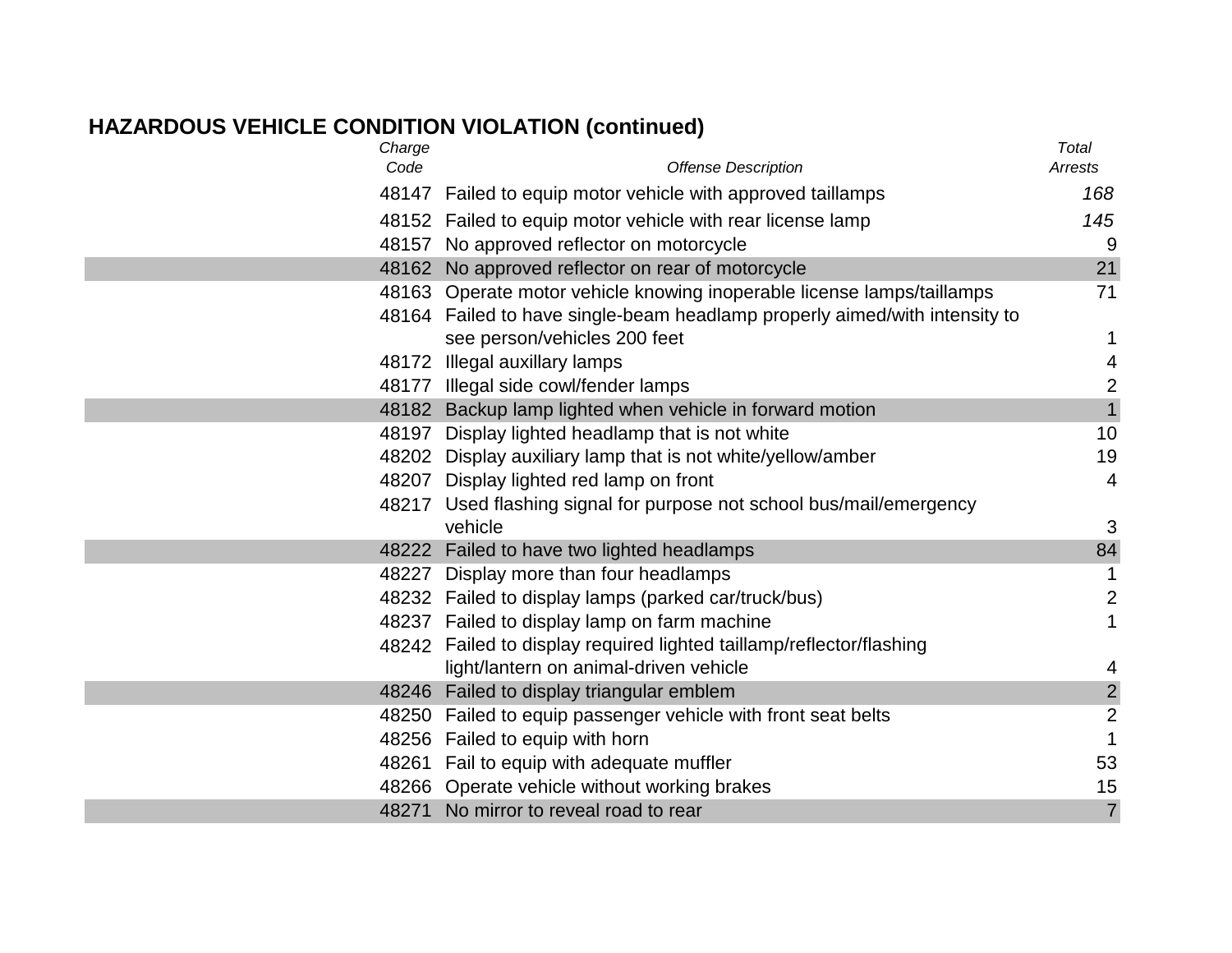## HAZARDOUS VEHICLE CONDITION VIOLATION (continued)

| *Charge Code* | *Offense Description* | *Total Arrests* |
|---|---|---|
| 48147 | Failed to equip motor vehicle with approved taillamps | *168* |
| 48152 | Failed to equip motor vehicle with rear license lamp | *145* |
| 48157 | No approved reflector on motorcycle | 9 |
| 48162 | No approved reflector on rear of motorcycle | 21 |
| 48163 | Operate motor vehicle knowing inoperable license lamps/taillamps | 71 |
| 48164 | Failed to have single-beam headlamp properly aimed/with intensity to see person/vehicles 200 feet | 1 |
| 48172 | Illegal auxillary lamps | 4 |
| 48177 | Illegal side cowl/fender lamps | 2 |
| 48182 | Backup lamp lighted when vehicle in forward motion | 1 |
| 48197 | Display lighted headlamp that is not white | 10 |
| 48202 | Display auxiliary lamp that is not white/yellow/amber | 19 |
| 48207 | Display lighted red lamp on front | 4 |
| 48217 | Used flashing signal for purpose not school bus/mail/emergency vehicle | 3 |
| 48222 | Failed to have two lighted headlamps | 84 |
| 48227 | Display more than four headlamps | 1 |
| 48232 | Failed to display lamps (parked car/truck/bus) | 2 |
| 48237 | Failed to display lamp on farm machine | 1 |
| 48242 | Failed to display required lighted taillamp/reflector/flashing light/lantern on animal-driven vehicle | 4 |
| 48246 | Failed to display triangular emblem | 2 |
| 48250 | Failed to equip passenger vehicle with front seat belts | 2 |
| 48256 | Failed to equip with horn | 1 |
| 48261 | Fail to equip with adequate muffler | 53 |
| 48266 | Operate vehicle without working brakes | 15 |
| 48271 | No mirror to reveal road to rear | 7 |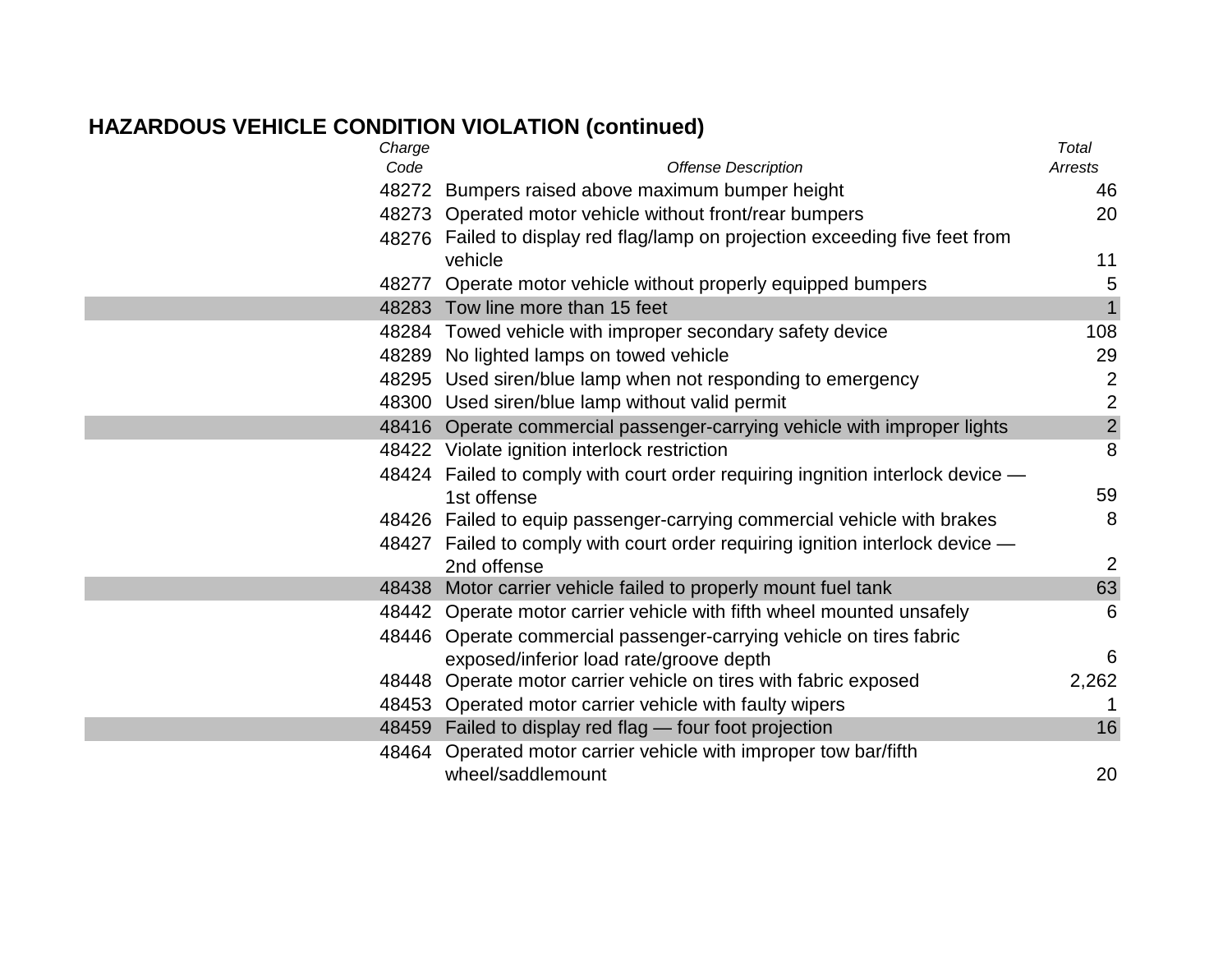## HAZARDOUS VEHICLE CONDITION VIOLATION (continued)

| *Charge Code* | *Offense Description* | *Total Arrests* |
|---|---|---|
| 48272 | Bumpers raised above maximum bumper height | 46 |
| 48273 | Operated motor vehicle without front/rear bumpers | 20 |
| 48276 | Failed to display red flag/lamp on projection exceeding five feet from vehicle | 11 |
| 48277 | Operate motor vehicle without properly equipped bumpers | 5 |
| 48283 | Tow line more than 15 feet | 1 |
| 48284 | Towed vehicle with improper secondary safety device | 108 |
| 48289 | No lighted lamps on towed vehicle | 29 |
| 48295 | Used siren/blue lamp when not responding to emergency | 2 |
| 48300 | Used siren/blue lamp without valid permit | 2 |
| 48416 | Operate commercial passenger-carrying vehicle with improper lights | 2 |
| 48422 | Violate ignition interlock restriction | 8 |
| 48424 | Failed to comply with court order requiring ingnition interlock device — 1st offense | 59 |
| 48426 | Failed to equip passenger-carrying commercial vehicle with brakes | 8 |
| 48427 | Failed to comply with court order requiring ignition interlock device — 2nd offense | 2 |
| 48438 | Motor carrier vehicle failed to properly mount fuel tank | 63 |
| 48442 | Operate motor carrier vehicle with fifth wheel mounted unsafely | 6 |
| 48446 | Operate commercial passenger-carrying vehicle on tires fabric exposed/inferior load rate/groove depth | 6 |
| 48448 | Operate motor carrier vehicle on tires with fabric exposed | 2,262 |
| 48453 | Operated motor carrier vehicle with faulty wipers | 1 |
| 48459 | Failed to display red flag — four foot projection | 16 |
| 48464 | Operated motor carrier vehicle with improper tow bar/fifth wheel/saddlemount | 20 |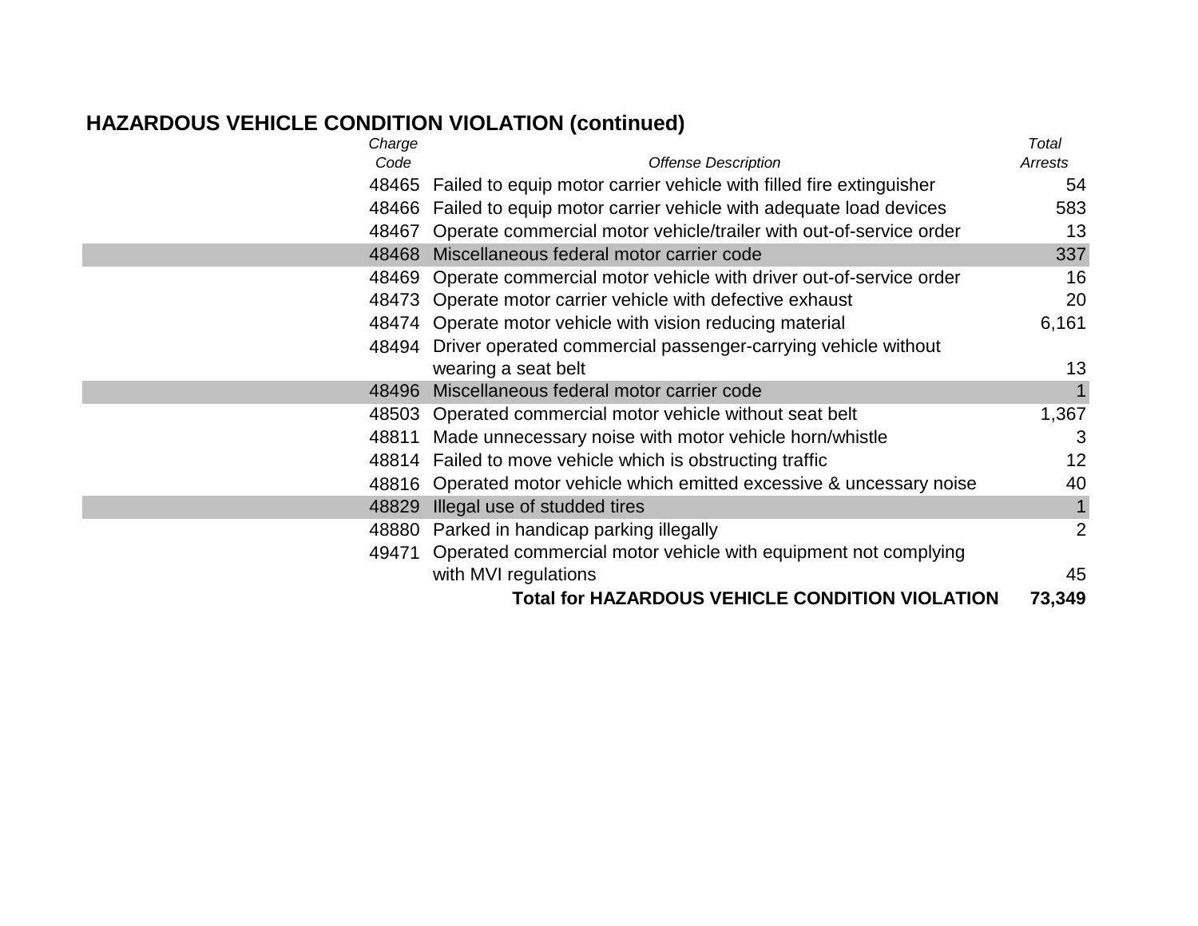## HAZARDOUS VEHICLE CONDITION VIOLATION (continued)

| *Charge Code* | *Offense Description* | *Total Arrests* |
|---|---|---|
| 48465 | Failed to equip motor carrier vehicle with filled fire extinguisher | 54 |
| 48466 | Failed to equip motor carrier vehicle with adequate load devices | 583 |
| 48467 | Operate commercial motor vehicle/trailer with out-of-service order | 13 |
| 48468 | Miscellaneous federal motor carrier code | 337 |
| 48469 | Operate commercial motor vehicle with driver out-of-service order | 16 |
| 48473 | Operate motor carrier vehicle with defective exhaust | 20 |
| 48474 | Operate motor vehicle with vision reducing material | 6,161 |
| 48494 | Driver operated commercial passenger-carrying vehicle without wearing a seat belt | 13 |
| 48496 | Miscellaneous federal motor carrier code | 1 |
| 48503 | Operated commercial motor vehicle without seat belt | 1,367 |
| 48811 | Made unnecessary noise with motor vehicle horn/whistle | 3 |
| 48814 | Failed to move vehicle which is obstructing traffic | 12 |
| 48816 | Operated motor vehicle which emitted excessive & uncessary noise | 40 |
| 48829 | Illegal use of studded tires | 1 |
| 48880 | Parked in handicap parking illegally | 2 |
| 49471 | Operated commercial motor vehicle with equipment not complying with MVI regulations | 45 |
| | **Total for HAZARDOUS VEHICLE CONDITION VIOLATION** | **73,349** |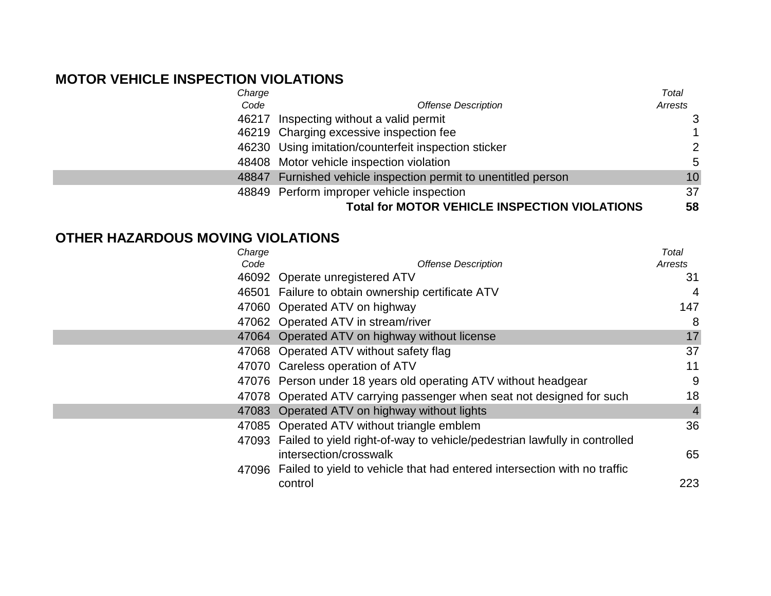## MOTOR VEHICLE INSPECTION VIOLATIONS

| *Charge Code* | *Offense Description* | *Total Arrests* |
|---|---|---|
| 46217 | Inspecting without a valid permit | 3 |
| 46219 | Charging excessive inspection fee | 1 |
| 46230 | Using imitation/counterfeit inspection sticker | 2 |
| 48408 | Motor vehicle inspection violation | 5 |
| 48847 | Furnished vehicle inspection permit to unentitled person | 10 |
| 48849 | Perform improper vehicle inspection | 37 |
| | **Total for MOTOR VEHICLE INSPECTION VIOLATIONS** | **58** |

## OTHER HAZARDOUS MOVING VIOLATIONS

| *Charge Code* | *Offense Description* | *Total Arrests* |
|---|---|---|
| 46092 | Operate unregistered ATV | 31 |
| 46501 | Failure to obtain ownership certificate ATV | 4 |
| 47060 | Operated ATV on highway | 147 |
| 47062 | Operated ATV in stream/river | 8 |
| 47064 | Operated ATV on highway without license | 17 |
| 47068 | Operated ATV without safety flag | 37 |
| 47070 | Careless operation of ATV | 11 |
| 47076 | Person under 18 years old operating ATV without headgear | 9 |
| 47078 | Operated ATV carrying passenger when seat not designed for such | 18 |
| 47083 | Operated ATV on highway without lights | 4 |
| 47085 | Operated ATV without triangle emblem | 36 |
| 47093 | Failed to yield right-of-way to vehicle/pedestrian lawfully in controlled intersection/crosswalk | 65 |
| 47096 | Failed to yield to vehicle that had entered intersection with no traffic control | 223 |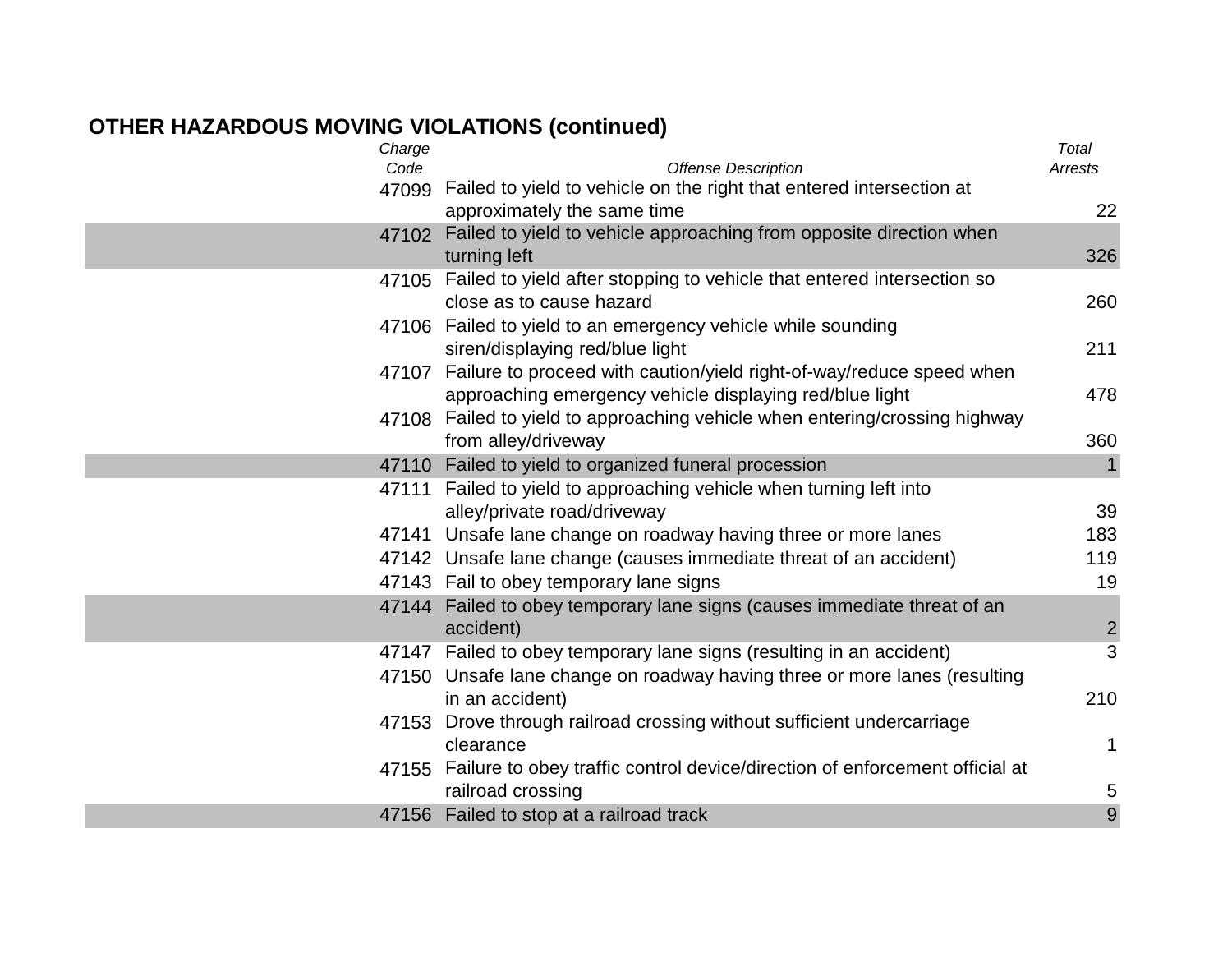## OTHER HAZARDOUS MOVING VIOLATIONS (continued)

| *Charge Code* | *Offense Description* | *Total Arrests* |
|---|---|---|
| 47099 | Failed to yield to vehicle on the right that entered intersection at approximately the same time | 22 |
| 47102 | Failed to yield to vehicle approaching from opposite direction when turning left | 326 |
| 47105 | Failed to yield after stopping to vehicle that entered intersection so close as to cause hazard | 260 |
| 47106 | Failed to yield to an emergency vehicle while sounding siren/displaying red/blue light | 211 |
| 47107 | Failure to proceed with caution/yield right-of-way/reduce speed when approaching emergency vehicle displaying red/blue light | 478 |
| 47108 | Failed to yield to approaching vehicle when entering/crossing highway from alley/driveway | 360 |
| 47110 | Failed to yield to organized funeral procession | 1 |
| 47111 | Failed to yield to approaching vehicle when turning left into alley/private road/driveway | 39 |
| 47141 | Unsafe lane change on roadway having three or more lanes | 183 |
| 47142 | Unsafe lane change (causes immediate threat of an accident) | 119 |
| 47143 | Fail to obey temporary lane signs | 19 |
| 47144 | Failed to obey temporary lane signs (causes immediate threat of an accident) | 2 |
| 47147 | Failed to obey temporary lane signs (resulting in an accident) | 3 |
| 47150 | Unsafe lane change on roadway having three or more lanes (resulting in an accident) | 210 |
| 47153 | Drove through railroad crossing without sufficient undercarriage clearance | 1 |
| 47155 | Failure to obey traffic control device/direction of enforcement official at railroad crossing | 5 |
| 47156 | Failed to stop at a railroad track | 9 |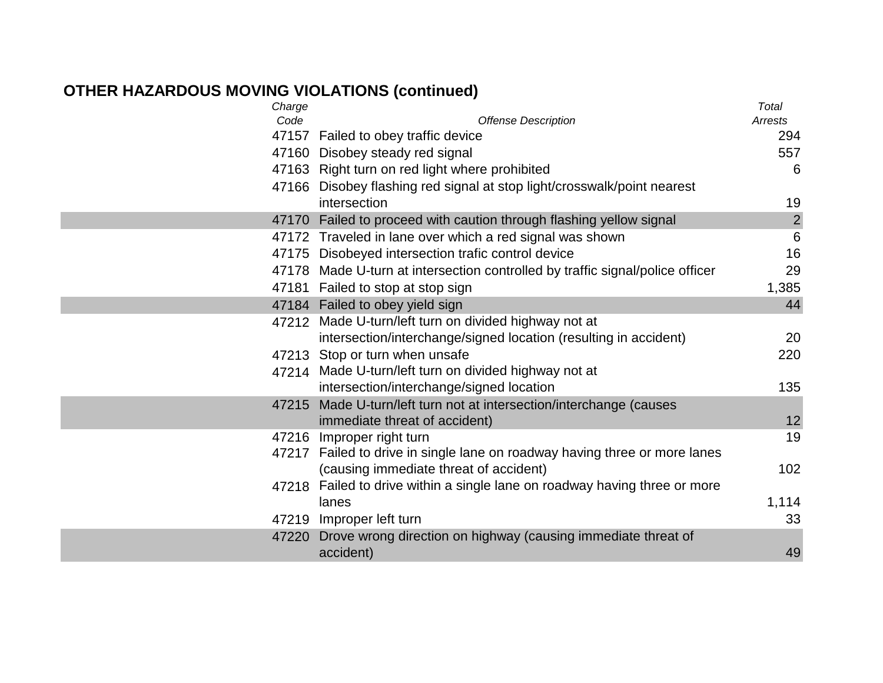## OTHER HAZARDOUS MOVING VIOLATIONS (continued)

| *Charge Code* | *Offense Description* | *Total Arrests* |
|---|---|---|
| 47157 | Failed to obey traffic device | 294 |
| 47160 | Disobey steady red signal | 557 |
| 47163 | Right turn on red light where prohibited | 6 |
| 47166 | Disobey flashing red signal at stop light/crosswalk/point nearest intersection | 19 |
| 47170 | Failed to proceed with caution through flashing yellow signal | 2 |
| 47172 | Traveled in lane over which a red signal was shown | 6 |
| 47175 | Disobeyed intersection trafic control device | 16 |
| 47178 | Made U-turn at intersection controlled by traffic signal/police officer | 29 |
| 47181 | Failed to stop at stop sign | 1,385 |
| 47184 | Failed to obey yield sign | 44 |
| 47212 | Made U-turn/left turn on divided highway not at intersection/interchange/signed location (resulting in accident) | 20 |
| 47213 | Stop or turn when unsafe | 220 |
| 47214 | Made U-turn/left turn on divided highway not at intersection/interchange/signed location | 135 |
| 47215 | Made U-turn/left turn not at intersection/interchange (causes immediate threat of accident) | 12 |
| 47216 | Improper right turn | 19 |
| 47217 | Failed to drive in single lane on roadway having three or more lanes (causing immediate threat of accident) | 102 |
| 47218 | Failed to drive within a single lane on roadway having three or more lanes | 1,114 |
| 47219 | Improper left turn | 33 |
| 47220 | Drove wrong direction on highway (causing immediate threat of accident) | 49 |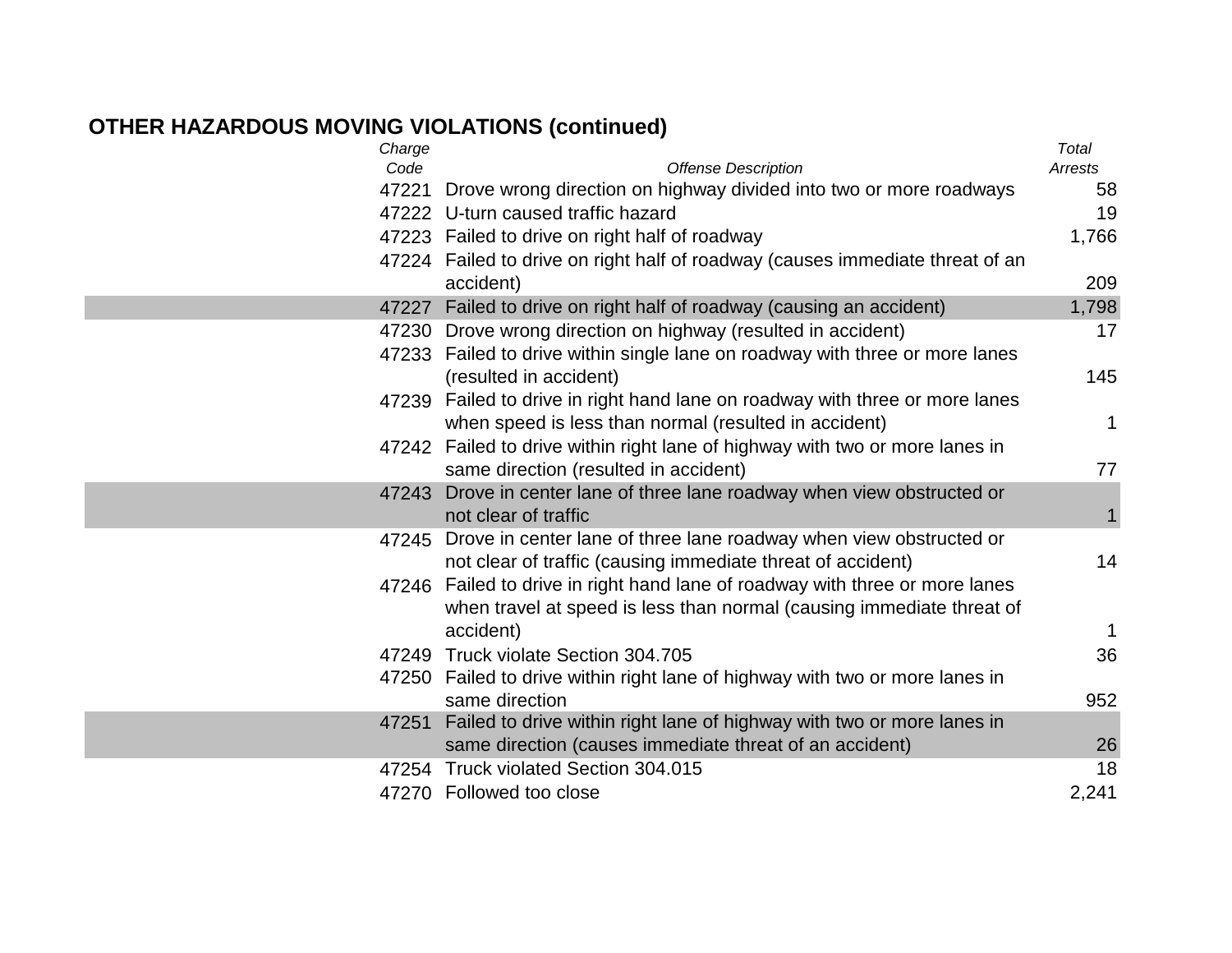## OTHER HAZARDOUS MOVING VIOLATIONS (continued)

| *Charge Code* | *Offense Description* | *Total Arrests* |
|---|---|---|
| 47221 | Drove wrong direction on highway divided into two or more roadways | 58 |
| 47222 | U-turn caused traffic hazard | 19 |
| 47223 | Failed to drive on right half of roadway | 1,766 |
| 47224 | Failed to drive on right half of roadway (causes immediate threat of an accident) | 209 |
| 47227 | Failed to drive on right half of roadway (causing an accident) | 1,798 |
| 47230 | Drove wrong direction on highway (resulted in accident) | 17 |
| 47233 | Failed to drive within single lane on roadway with three or more lanes (resulted in accident) | 145 |
| 47239 | Failed to drive in right hand lane on roadway with three or more lanes when speed is less than normal (resulted in accident) | 1 |
| 47242 | Failed to drive within right lane of highway with two or more lanes in same direction (resulted in accident) | 77 |
| 47243 | Drove in center lane of three lane roadway when view obstructed or not clear of traffic | 1 |
| 47245 | Drove in center lane of three lane roadway when view obstructed or not clear of traffic (causing immediate threat of accident) | 14 |
| 47246 | Failed to drive in right hand lane of roadway with three or more lanes when travel at speed is less than normal (causing immediate threat of accident) | 1 |
| 47249 | Truck violate Section 304.705 | 36 |
| 47250 | Failed to drive within right lane of highway with two or more lanes in same direction | 952 |
| 47251 | Failed to drive within right lane of highway with two or more lanes in same direction (causes immediate threat of an accident) | 26 |
| 47254 | Truck violated Section 304.015 | 18 |
| 47270 | Followed too close | 2,241 |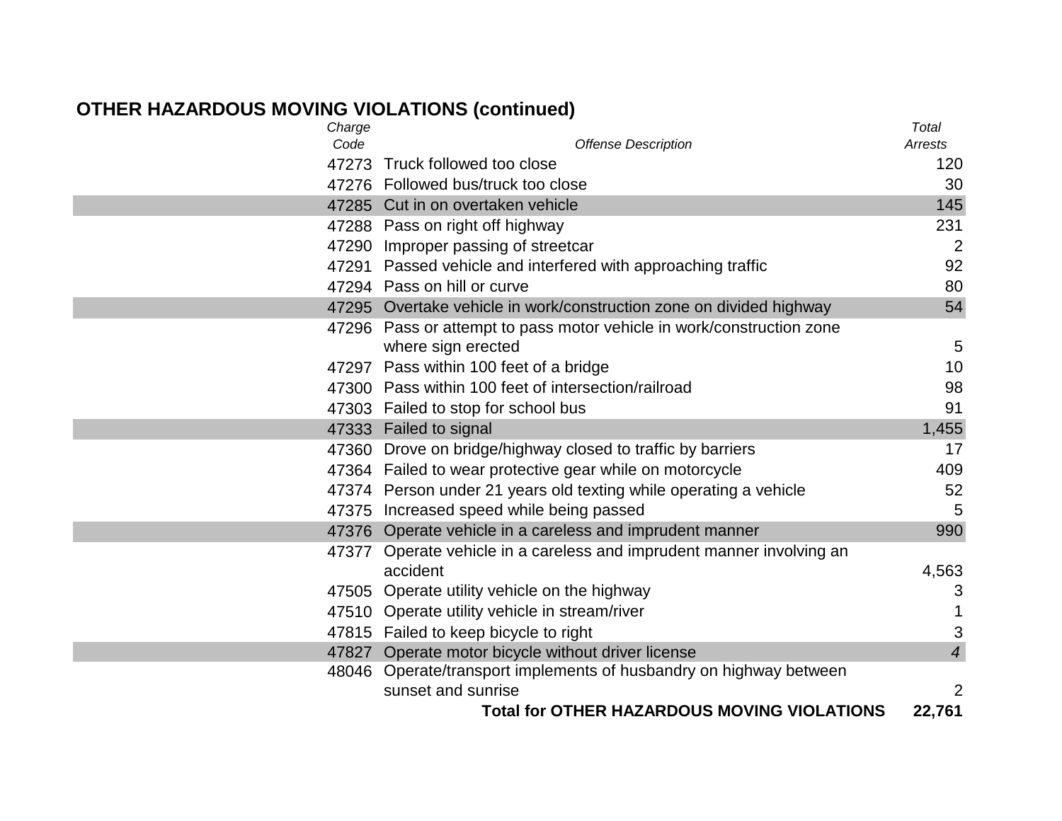## OTHER HAZARDOUS MOVING VIOLATIONS (continued)

| *Charge Code* | *Offense Description* | *Total Arrests* |
|---|---|---|
| 47273 | Truck followed too close | 120 |
| 47276 | Followed bus/truck too close | 30 |
| 47285 | Cut in on overtaken vehicle | 145 |
| 47288 | Pass on right off highway | 231 |
| 47290 | Improper passing of streetcar | 2 |
| 47291 | Passed vehicle and interfered with approaching traffic | 92 |
| 47294 | Pass on hill or curve | 80 |
| 47295 | Overtake vehicle in work/construction zone on divided highway | 54 |
| 47296 | Pass or attempt to pass motor vehicle in work/construction zone where sign erected | 5 |
| 47297 | Pass within 100 feet of a bridge | 10 |
| 47300 | Pass within 100 feet of intersection/railroad | 98 |
| 47303 | Failed to stop for school bus | 91 |
| 47333 | Failed to signal | 1,455 |
| 47360 | Drove on bridge/highway closed to traffic by barriers | 17 |
| 47364 | Failed to wear protective gear while on motorcycle | 409 |
| 47374 | Person under 21 years old texting while operating a vehicle | 52 |
| 47375 | Increased speed while being passed | 5 |
| 47376 | Operate vehicle in a careless and imprudent manner | 990 |
| 47377 | Operate vehicle in a careless and imprudent manner involving an accident | 4,563 |
| 47505 | Operate utility vehicle on the highway | 3 |
| 47510 | Operate utility vehicle in stream/river | 1 |
| 47815 | Failed to keep bicycle to right | 3 |
| 47827 | Operate motor bicycle without driver license | *4* |
| 48046 | Operate/transport implements of husbandry on highway between sunset and sunrise | 2 |
| | **Total for OTHER HAZARDOUS MOVING VIOLATIONS** | **22,761** |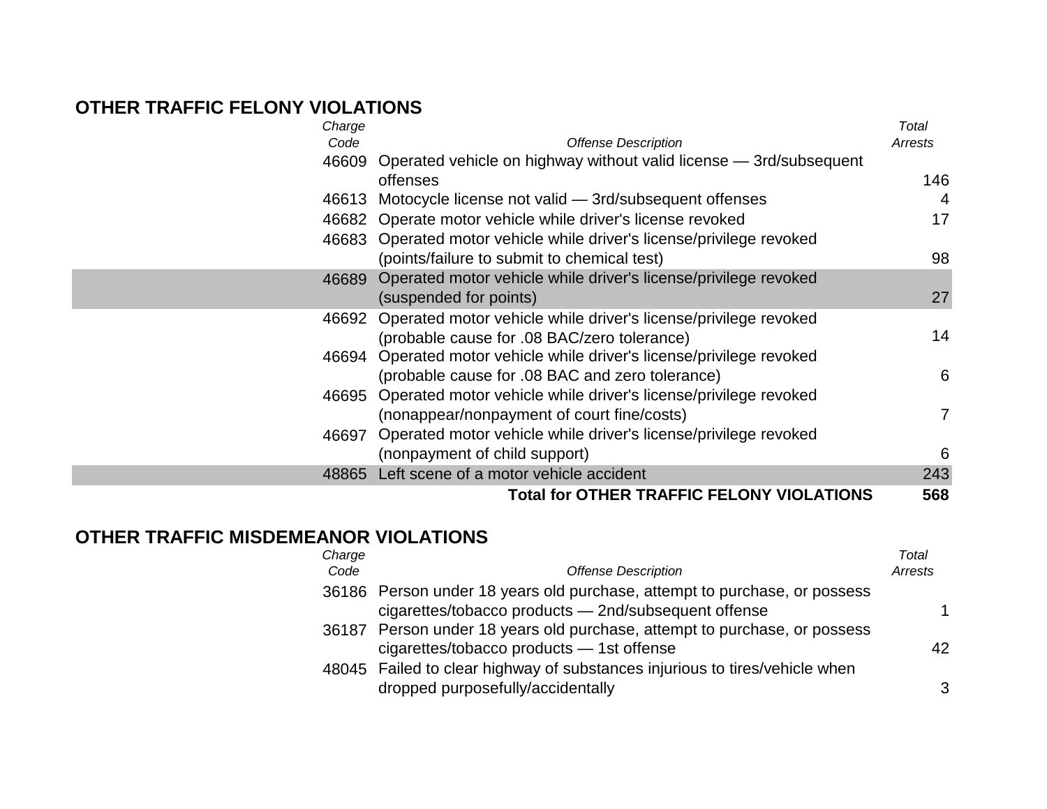## OTHER TRAFFIC FELONY VIOLATIONS

| *Charge Code* | *Offense Description* | *Total Arrests* |
|---|---|---|
| 46609 | Operated vehicle on highway without valid license — 3rd/subsequent offenses | 146 |
| 46613 | Motocycle license not valid — 3rd/subsequent offenses | 4 |
| 46682 | Operate motor vehicle while driver's license revoked | 17 |
| 46683 | Operated motor vehicle while driver's license/privilege revoked (points/failure to submit to chemical test) | 98 |
| 46689 | Operated motor vehicle while driver's license/privilege revoked (suspended for points) | 27 |
| 46692 | Operated motor vehicle while driver's license/privilege revoked (probable cause for .08 BAC/zero tolerance) | 14 |
| 46694 | Operated motor vehicle while driver's license/privilege revoked (probable cause for .08 BAC and zero tolerance) | 6 |
| 46695 | Operated motor vehicle while driver's license/privilege revoked (nonappear/nonpayment of court fine/costs) | 7 |
| 46697 | Operated motor vehicle while driver's license/privilege revoked (nonpayment of child support) | 6 |
| 48865 | Left scene of a motor vehicle accident | 243 |
| | **Total for OTHER TRAFFIC FELONY VIOLATIONS** | **568** |

## OTHER TRAFFIC MISDEMEANOR VIOLATIONS

| *Charge Code* | *Offense Description* | *Total Arrests* |
|---|---|---|
| 36186 | Person under 18 years old purchase, attempt to purchase, or possess cigarettes/tobacco products — 2nd/subsequent offense | 1 |
| 36187 | Person under 18 years old purchase, attempt to purchase, or possess cigarettes/tobacco products — 1st offense | 42 |
| 48045 | Failed to clear highway of substances injurious to tires/vehicle when dropped purposefully/accidentally | 3 |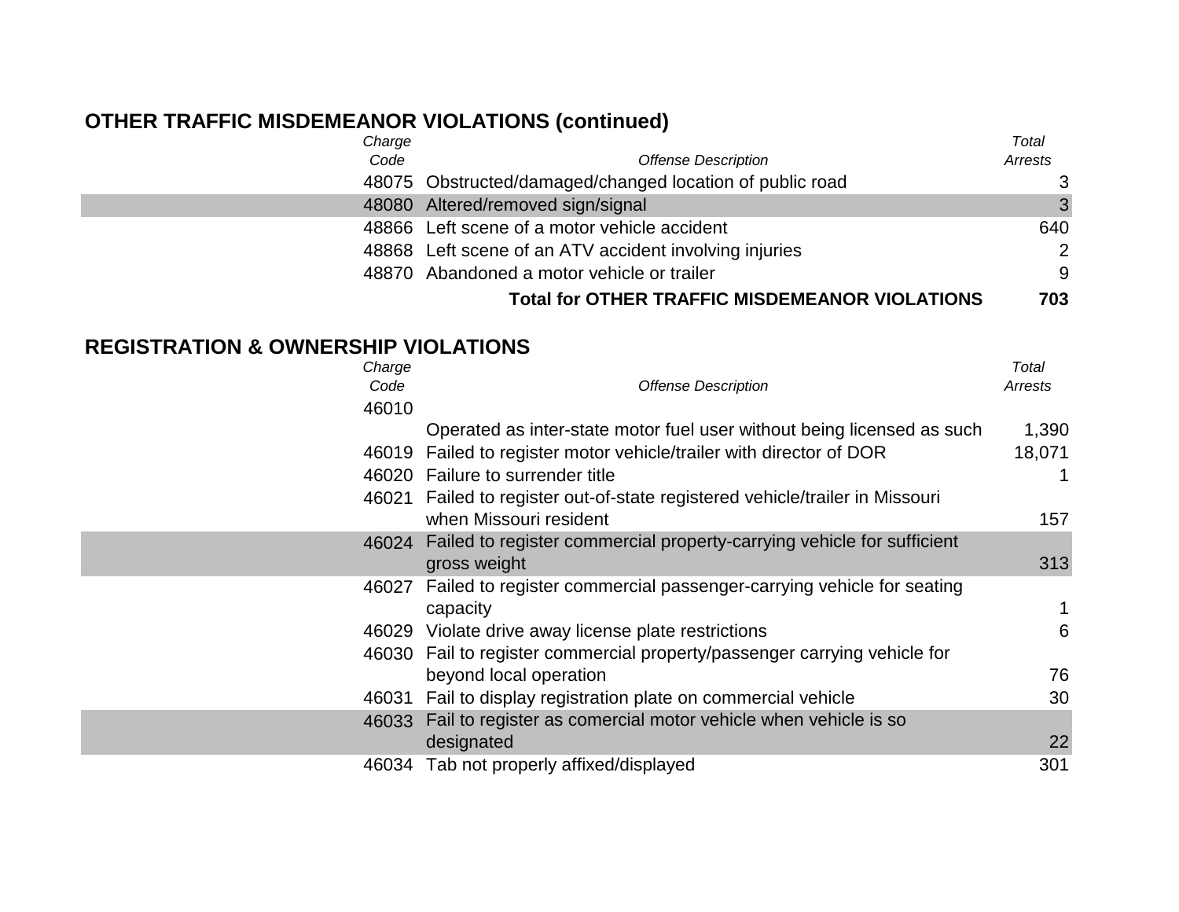## OTHER TRAFFIC MISDEMEANOR VIOLATIONS (continued)

| *Charge Code* | *Offense Description* | *Total Arrests* |
|---|---|---|
| 48075 | Obstructed/damaged/changed location of public road | 3 |
| 48080 | Altered/removed sign/signal | 3 |
| 48866 | Left scene of a motor vehicle accident | 640 |
| 48868 | Left scene of an ATV accident involving injuries | 2 |
| 48870 | Abandoned a motor vehicle or trailer | 9 |
| | **Total for OTHER TRAFFIC MISDEMEANOR VIOLATIONS** | **703** |

## REGISTRATION & OWNERSHIP VIOLATIONS

| *Charge Code* | *Offense Description* | *Total Arrests* |
|---|---|---|
| 46010 | Operated as inter-state motor fuel user without being licensed as such | 1,390 |
| 46019 | Failed to register motor vehicle/trailer with director of DOR | 18,071 |
| 46020 | Failure to surrender title | 1 |
| 46021 | Failed to register out-of-state registered vehicle/trailer in Missouri when Missouri resident | 157 |
| 46024 | Failed to register commercial property-carrying vehicle for sufficient gross weight | 313 |
| 46027 | Failed to register commercial passenger-carrying vehicle for seating capacity | 1 |
| 46029 | Violate drive away license plate restrictions | 6 |
| 46030 | Fail to register commercial property/passenger carrying vehicle for beyond local operation | 76 |
| 46031 | Fail to display registration plate on commercial vehicle | 30 |
| 46033 | Fail to register as comercial motor vehicle when vehicle is so designated | 22 |
| 46034 | Tab not properly affixed/displayed | 301 |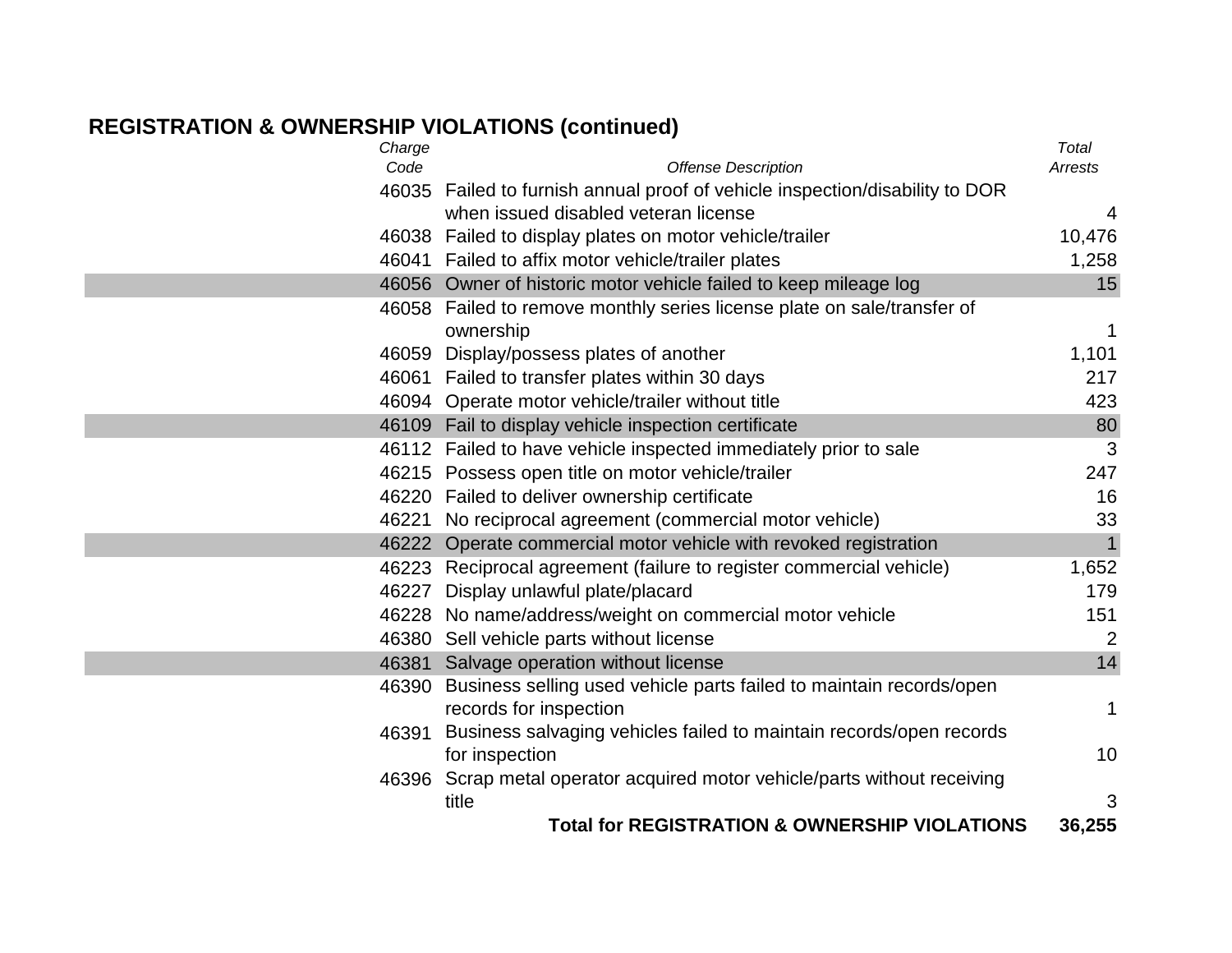## REGISTRATION & OWNERSHIP VIOLATIONS (continued)

| *Charge Code* | *Offense Description* | *Total Arrests* |
|---|---|---|
| 46035 | Failed to furnish annual proof of vehicle inspection/disability to DOR when issued disabled veteran license | 4 |
| 46038 | Failed to display plates on motor vehicle/trailer | 10,476 |
| 46041 | Failed to affix motor vehicle/trailer plates | 1,258 |
| 46056 | Owner of historic motor vehicle failed to keep mileage log | 15 |
| 46058 | Failed to remove monthly series license plate on sale/transfer of ownership | 1 |
| 46059 | Display/possess plates of another | 1,101 |
| 46061 | Failed to transfer plates within 30 days | 217 |
| 46094 | Operate motor vehicle/trailer without title | 423 |
| 46109 | Fail to display vehicle inspection certificate | 80 |
| 46112 | Failed to have vehicle inspected immediately prior to sale | 3 |
| 46215 | Possess open title on motor vehicle/trailer | 247 |
| 46220 | Failed to deliver ownership certificate | 16 |
| 46221 | No reciprocal agreement (commercial motor vehicle) | 33 |
| 46222 | Operate commercial motor vehicle with revoked registration | 1 |
| 46223 | Reciprocal agreement (failure to register commercial vehicle) | 1,652 |
| 46227 | Display unlawful plate/placard | 179 |
| 46228 | No name/address/weight on commercial motor vehicle | 151 |
| 46380 | Sell vehicle parts without license | 2 |
| 46381 | Salvage operation without license | 14 |
| 46390 | Business selling used vehicle parts failed to maintain records/open records for inspection | 1 |
| 46391 | Business salvaging vehicles failed to maintain records/open records for inspection | 10 |
| 46396 | Scrap metal operator acquired motor vehicle/parts without receiving title | 3 |
| | **Total for REGISTRATION & OWNERSHIP VIOLATIONS** | **36,255** |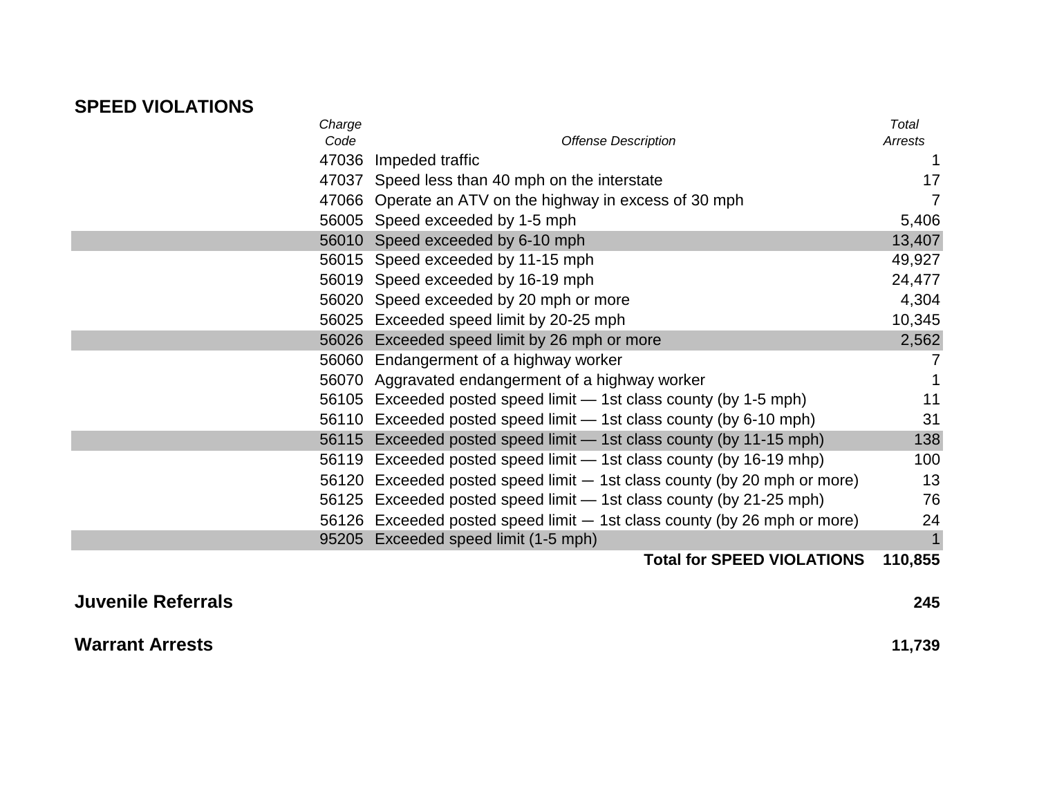## SPEED VIOLATIONS

| *Charge Code* | *Offense Description* | *Total Arrests* |
|---|---|---|
| 47036 | Impeded traffic | 1 |
| 47037 | Speed less than 40 mph on the interstate | 17 |
| 47066 | Operate an ATV on the highway in excess of 30 mph | 7 |
| 56005 | Speed exceeded by 1-5 mph | 5,406 |
| 56010 | Speed exceeded by 6-10 mph | 13,407 |
| 56015 | Speed exceeded by 11-15 mph | 49,927 |
| 56019 | Speed exceeded by 16-19 mph | 24,477 |
| 56020 | Speed exceeded by 20 mph or more | 4,304 |
| 56025 | Exceeded speed limit by 20-25 mph | 10,345 |
| 56026 | Exceeded speed limit by 26 mph or more | 2,562 |
| 56060 | Endangerment of a highway worker | 7 |
| 56070 | Aggravated endangerment of a highway worker | 1 |
| 56105 | Exceeded posted speed limit — 1st class county (by 1-5 mph) | 11 |
| 56110 | Exceeded posted speed limit — 1st class county (by 6-10 mph) | 31 |
| 56115 | Exceeded posted speed limit — 1st class county (by 11-15 mph) | 138 |
| 56119 | Exceeded posted speed limit — 1st class county (by 16-19 mhp) | 100 |
| 56120 | Exceeded posted speed limit — 1st class county (by 20 mph or more) | 13 |
| 56125 | Exceeded posted speed limit — 1st class county (by 21-25 mph) | 76 |
| 56126 | Exceeded posted speed limit — 1st class county (by 26 mph or more) | 24 |
| 95205 | Exceeded speed limit (1-5 mph) | 1 |
| | **Total for SPEED VIOLATIONS** | **110,855** |

**Juvenile Referrals** **245**

**Warrant Arrests** **11,739**